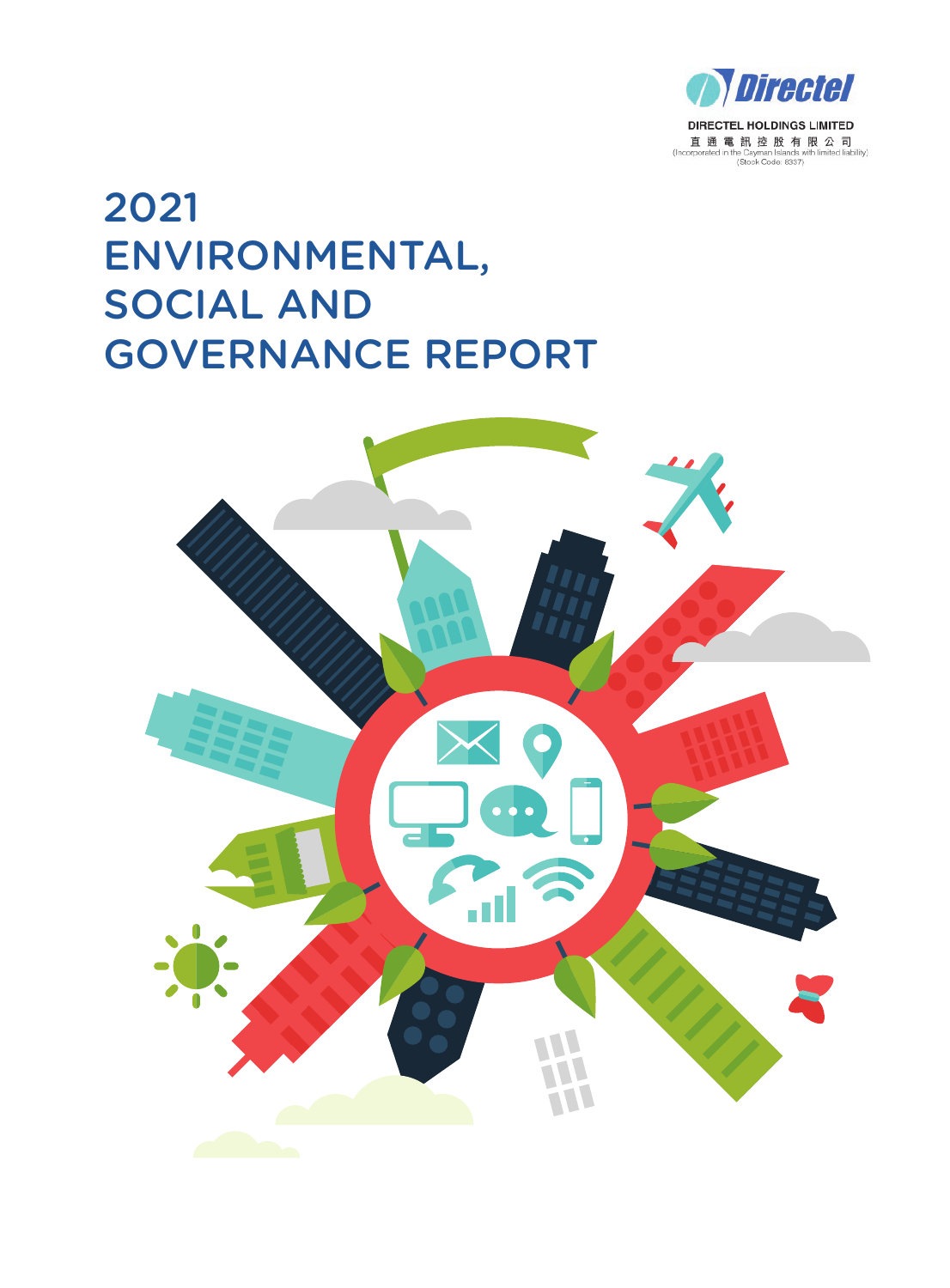Directel

DIRECTEL HOLDINGS LIMITED

直通電訊控股有限公司

(Incorporated in the Cayman Islands with limited liability)

(Stock Code: 8337)

# 2021 ENVIRONMENTAL, SOCIAL AND GOVERNANCE REPORT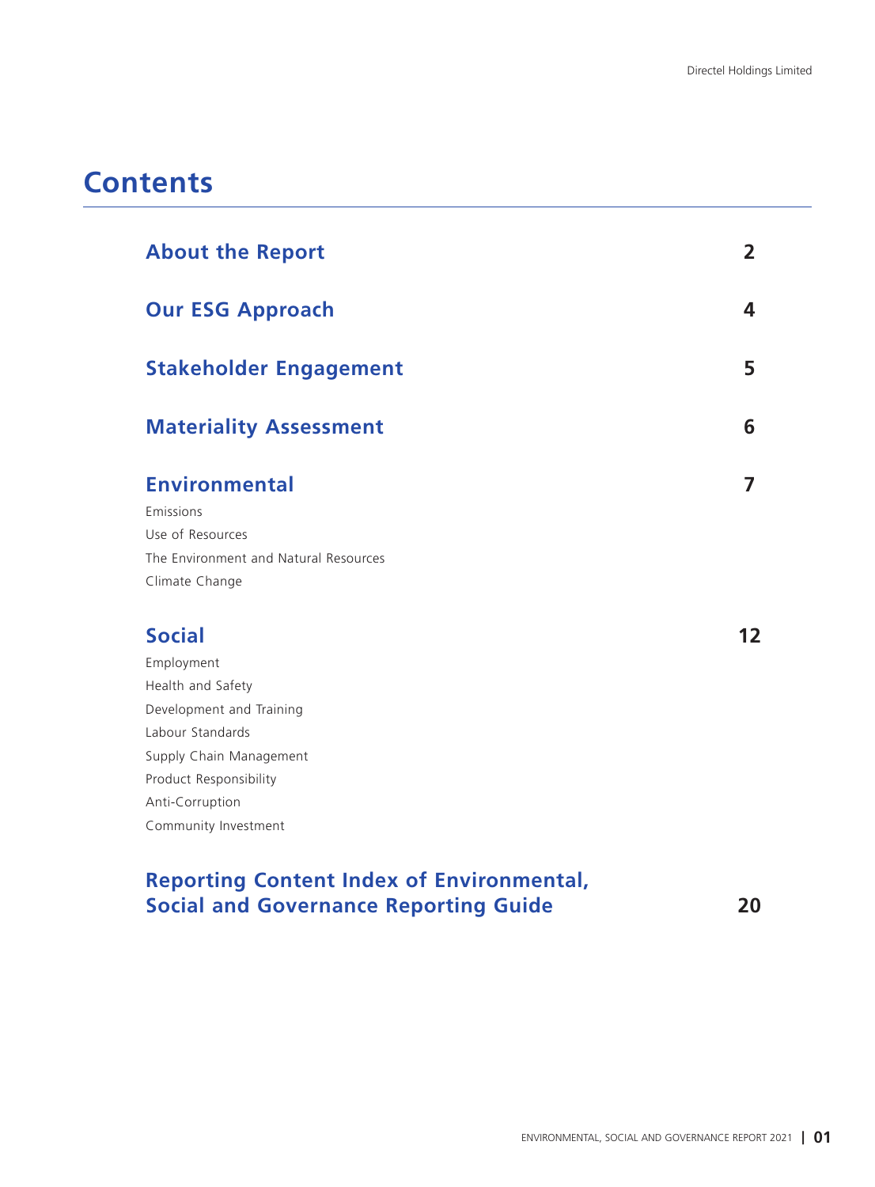# Contents

| | |
|---|---|
| **About the Report** | 2 |
| **Our ESG Approach** | 4 |
| **Stakeholder Engagement** | 5 |
| **Materiality Assessment** | 6 |
| **Environmental** | 7 |
| Emissions | |
| Use of Resources | |
| The Environment and Natural Resources | |
| Climate Change | |
| **Social** | 12 |
| Employment | |
| Health and Safety | |
| Development and Training | |
| Labour Standards | |
| Supply Chain Management | |
| Product Responsibility | |
| Anti-Corruption | |
| Community Investment | |
| **Reporting Content Index of Environmental, Social and Governance Reporting Guide** | 20 |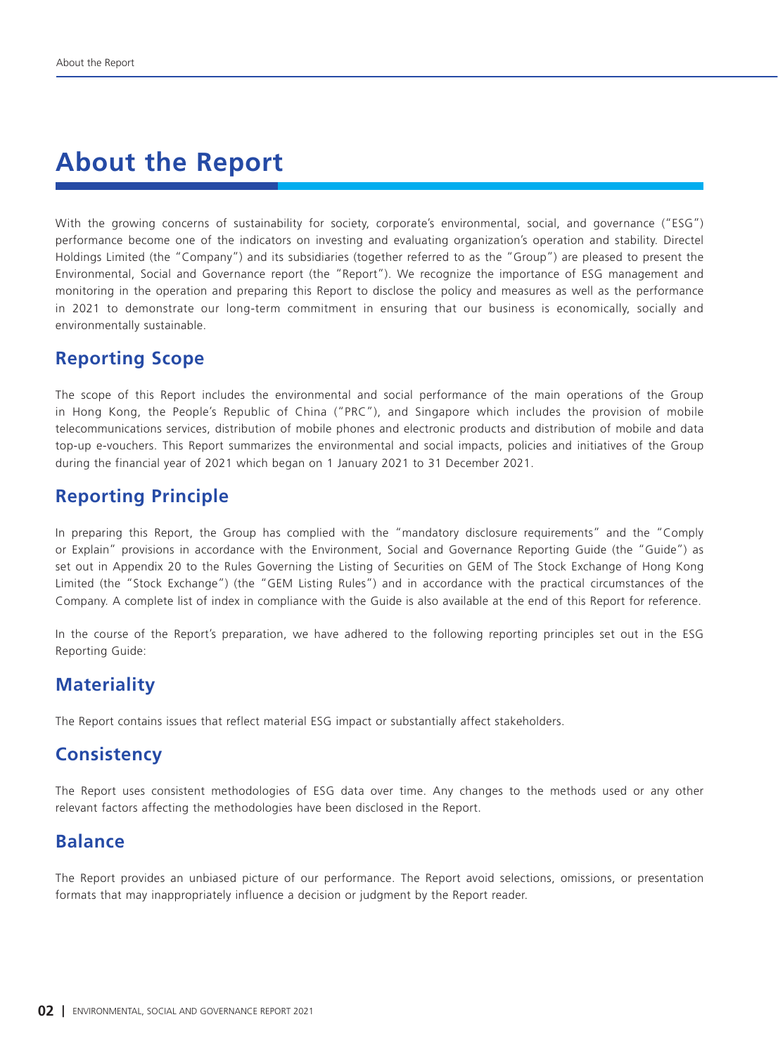# About the Report

With the growing concerns of sustainability for society, corporate's environmental, social, and governance ("ESG") performance become one of the indicators on investing and evaluating organization's operation and stability. Directel Holdings Limited (the "Company") and its subsidiaries (together referred to as the "Group") are pleased to present the Environmental, Social and Governance report (the "Report"). We recognize the importance of ESG management and monitoring in the operation and preparing this Report to disclose the policy and measures as well as the performance in 2021 to demonstrate our long-term commitment in ensuring that our business is economically, socially and environmentally sustainable.

## Reporting Scope

The scope of this Report includes the environmental and social performance of the main operations of the Group in Hong Kong, the People's Republic of China ("PRC"), and Singapore which includes the provision of mobile telecommunications services, distribution of mobile phones and electronic products and distribution of mobile and data top-up e-vouchers. This Report summarizes the environmental and social impacts, policies and initiatives of the Group during the financial year of 2021 which began on 1 January 2021 to 31 December 2021.

## Reporting Principle

In preparing this Report, the Group has complied with the "mandatory disclosure requirements" and the "Comply or Explain" provisions in accordance with the Environment, Social and Governance Reporting Guide (the "Guide") as set out in Appendix 20 to the Rules Governing the Listing of Securities on GEM of The Stock Exchange of Hong Kong Limited (the "Stock Exchange") (the "GEM Listing Rules") and in accordance with the practical circumstances of the Company. A complete list of index in compliance with the Guide is also available at the end of this Report for reference.

In the course of the Report's preparation, we have adhered to the following reporting principles set out in the ESG Reporting Guide:

## Materiality

The Report contains issues that reflect material ESG impact or substantially affect stakeholders.

## Consistency

The Report uses consistent methodologies of ESG data over time. Any changes to the methods used or any other relevant factors affecting the methodologies have been disclosed in the Report.

## Balance

The Report provides an unbiased picture of our performance. The Report avoid selections, omissions, or presentation formats that may inappropriately influence a decision or judgment by the Report reader.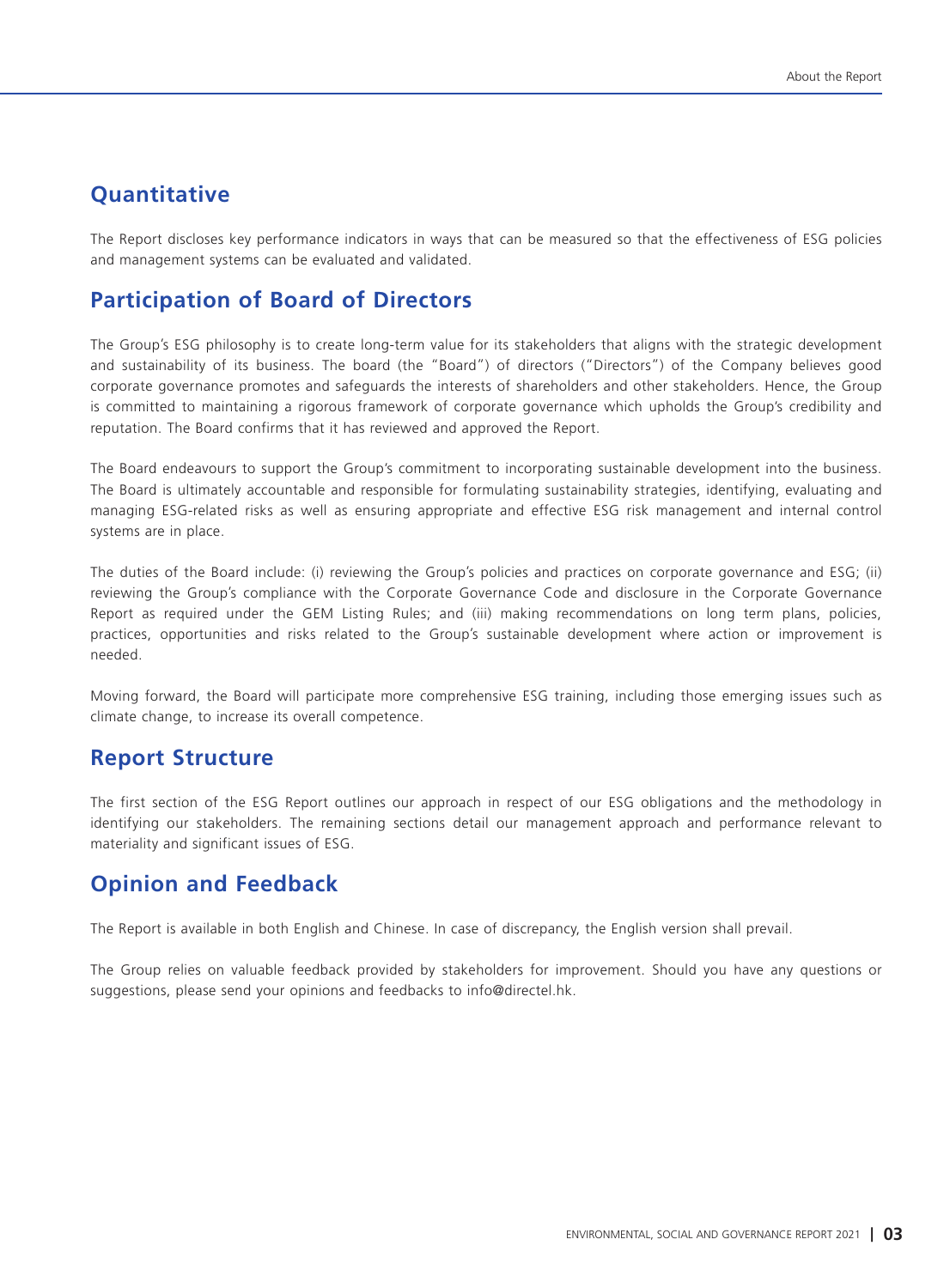## Quantitative

The Report discloses key performance indicators in ways that can be measured so that the effectiveness of ESG policies and management systems can be evaluated and validated.

## Participation of Board of Directors

The Group's ESG philosophy is to create long-term value for its stakeholders that aligns with the strategic development and sustainability of its business. The board (the "Board") of directors ("Directors") of the Company believes good corporate governance promotes and safeguards the interests of shareholders and other stakeholders. Hence, the Group is committed to maintaining a rigorous framework of corporate governance which upholds the Group's credibility and reputation. The Board confirms that it has reviewed and approved the Report.

The Board endeavours to support the Group's commitment to incorporating sustainable development into the business. The Board is ultimately accountable and responsible for formulating sustainability strategies, identifying, evaluating and managing ESG-related risks as well as ensuring appropriate and effective ESG risk management and internal control systems are in place.

The duties of the Board include: (i) reviewing the Group's policies and practices on corporate governance and ESG; (ii) reviewing the Group's compliance with the Corporate Governance Code and disclosure in the Corporate Governance Report as required under the GEM Listing Rules; and (iii) making recommendations on long term plans, policies, practices, opportunities and risks related to the Group's sustainable development where action or improvement is needed.

Moving forward, the Board will participate more comprehensive ESG training, including those emerging issues such as climate change, to increase its overall competence.

## Report Structure

The first section of the ESG Report outlines our approach in respect of our ESG obligations and the methodology in identifying our stakeholders. The remaining sections detail our management approach and performance relevant to materiality and significant issues of ESG.

## Opinion and Feedback

The Report is available in both English and Chinese. In case of discrepancy, the English version shall prevail.

The Group relies on valuable feedback provided by stakeholders for improvement. Should you have any questions or suggestions, please send your opinions and feedbacks to info@directel.hk.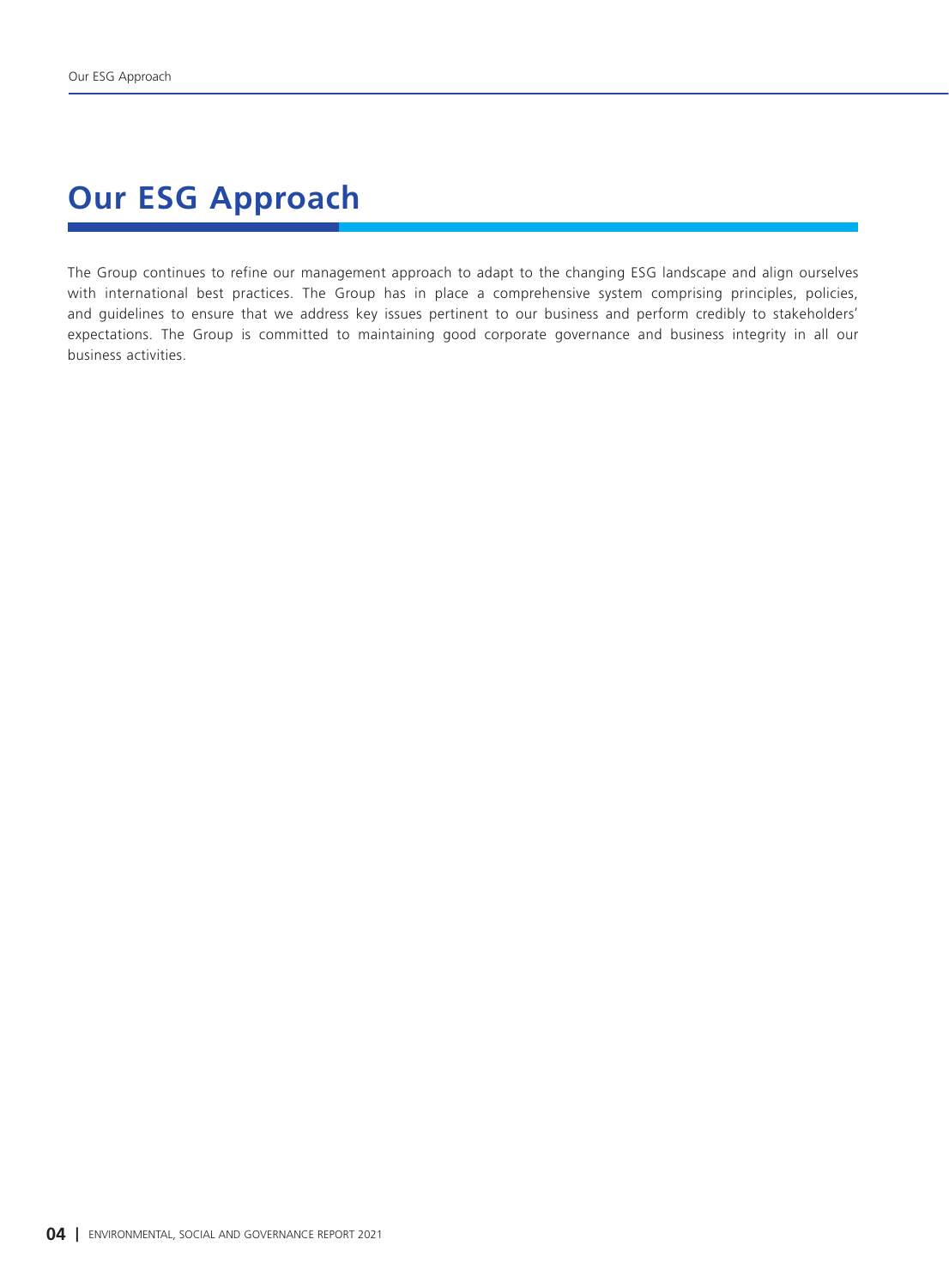# Our ESG Approach

The Group continues to refine our management approach to adapt to the changing ESG landscape and align ourselves with international best practices. The Group has in place a comprehensive system comprising principles, policies, and guidelines to ensure that we address key issues pertinent to our business and perform credibly to stakeholders' expectations. The Group is committed to maintaining good corporate governance and business integrity in all our business activities.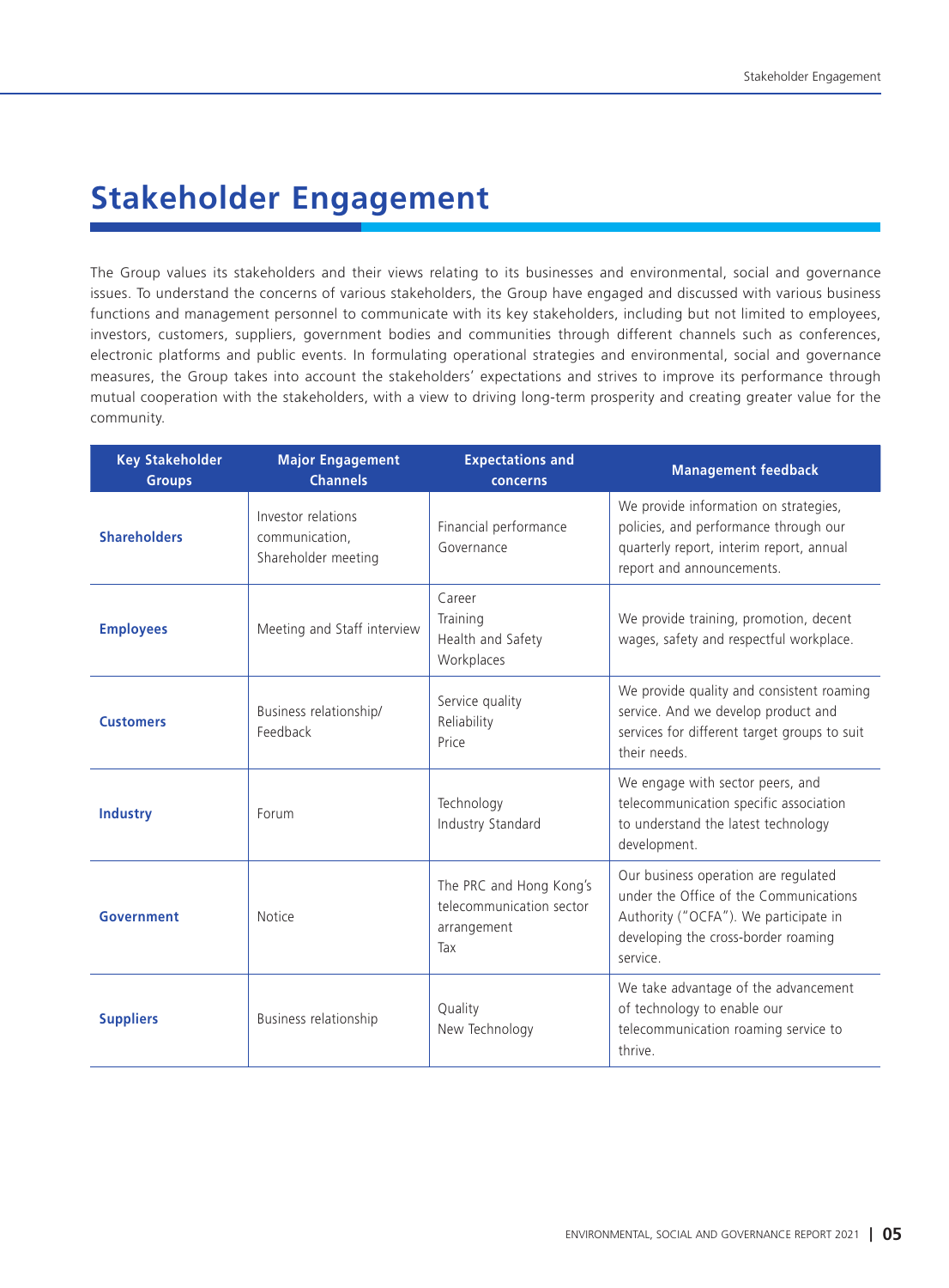# Stakeholder Engagement

The Group values its stakeholders and their views relating to its businesses and environmental, social and governance issues. To understand the concerns of various stakeholders, the Group have engaged and discussed with various business functions and management personnel to communicate with its key stakeholders, including but not limited to employees, investors, customers, suppliers, government bodies and communities through different channels such as conferences, electronic platforms and public events. In formulating operational strategies and environmental, social and governance measures, the Group takes into account the stakeholders' expectations and strives to improve its performance through mutual cooperation with the stakeholders, with a view to driving long-term prosperity and creating greater value for the community.

| Key Stakeholder Groups | Major Engagement Channels | Expectations and concerns | Management feedback |
|---|---|---|---|
| **Shareholders** | Investor relations communication, Shareholder meeting | Financial performance<br>Governance | We provide information on strategies, policies, and performance through our quarterly report, interim report, annual report and announcements. |
| **Employees** | Meeting and Staff interview | Career<br>Training<br>Health and Safety<br>Workplaces | We provide training, promotion, decent wages, safety and respectful workplace. |
| **Customers** | Business relationship/ Feedback | Service quality<br>Reliability<br>Price | We provide quality and consistent roaming service. And we develop product and services for different target groups to suit their needs. |
| **Industry** | Forum | Technology<br>Industry Standard | We engage with sector peers, and telecommunication specific association to understand the latest technology development. |
| **Government** | Notice | The PRC and Hong Kong's telecommunication sector arrangement<br>Tax | Our business operation are regulated under the Office of the Communications Authority ("OCFA"). We participate in developing the cross-border roaming service. |
| **Suppliers** | Business relationship | Quality<br>New Technology | We take advantage of the advancement of technology to enable our telecommunication roaming service to thrive. |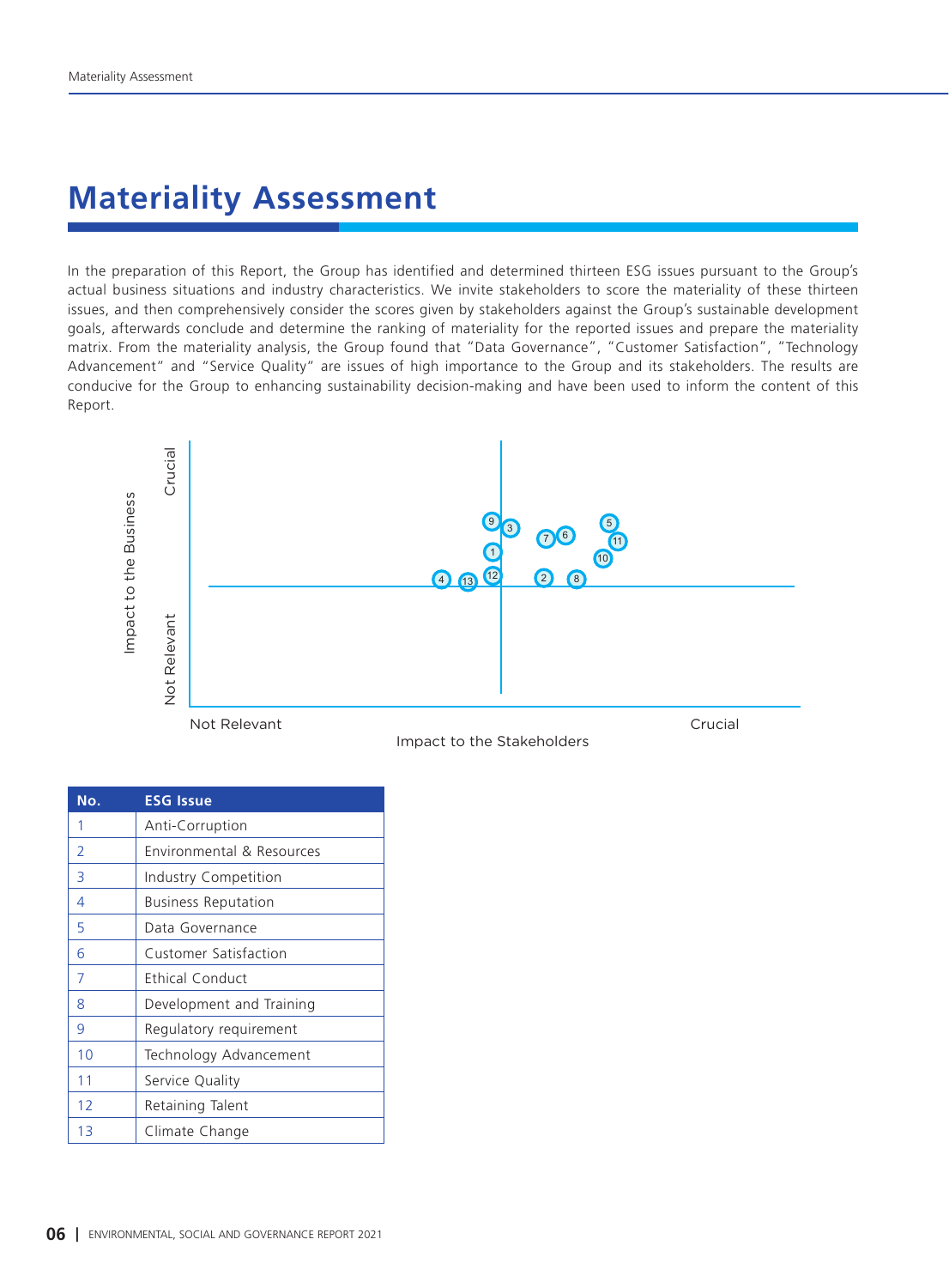# Materiality Assessment

In the preparation of this Report, the Group has identified and determined thirteen ESG issues pursuant to the Group's actual business situations and industry characteristics. We invite stakeholders to score the materiality of these thirteen issues, and then comprehensively consider the scores given by stakeholders against the Group's sustainable development goals, afterwards conclude and determine the ranking of materiality for the reported issues and prepare the materiality matrix. From the materiality analysis, the Group found that "Data Governance", "Customer Satisfaction", "Technology Advancement" and "Service Quality" are issues of high importance to the Group and its stakeholders. The results are conducive for the Group to enhancing sustainability decision-making and have been used to inform the content of this Report.

Impact to the Business

Crucial

Not Relevant

9 3 7 6 5 11 1 10 4 13 12 2 8

Not Relevant

Crucial

Impact to the Stakeholders

| No. | ESG Issue |
|---|---|
| 1 | Anti-Corruption |
| 2 | Environmental & Resources |
| 3 | Industry Competition |
| 4 | Business Reputation |
| 5 | Data Governance |
| 6 | Customer Satisfaction |
| 7 | Ethical Conduct |
| 8 | Development and Training |
| 9 | Regulatory requirement |
| 10 | Technology Advancement |
| 11 | Service Quality |
| 12 | Retaining Talent |
| 13 | Climate Change |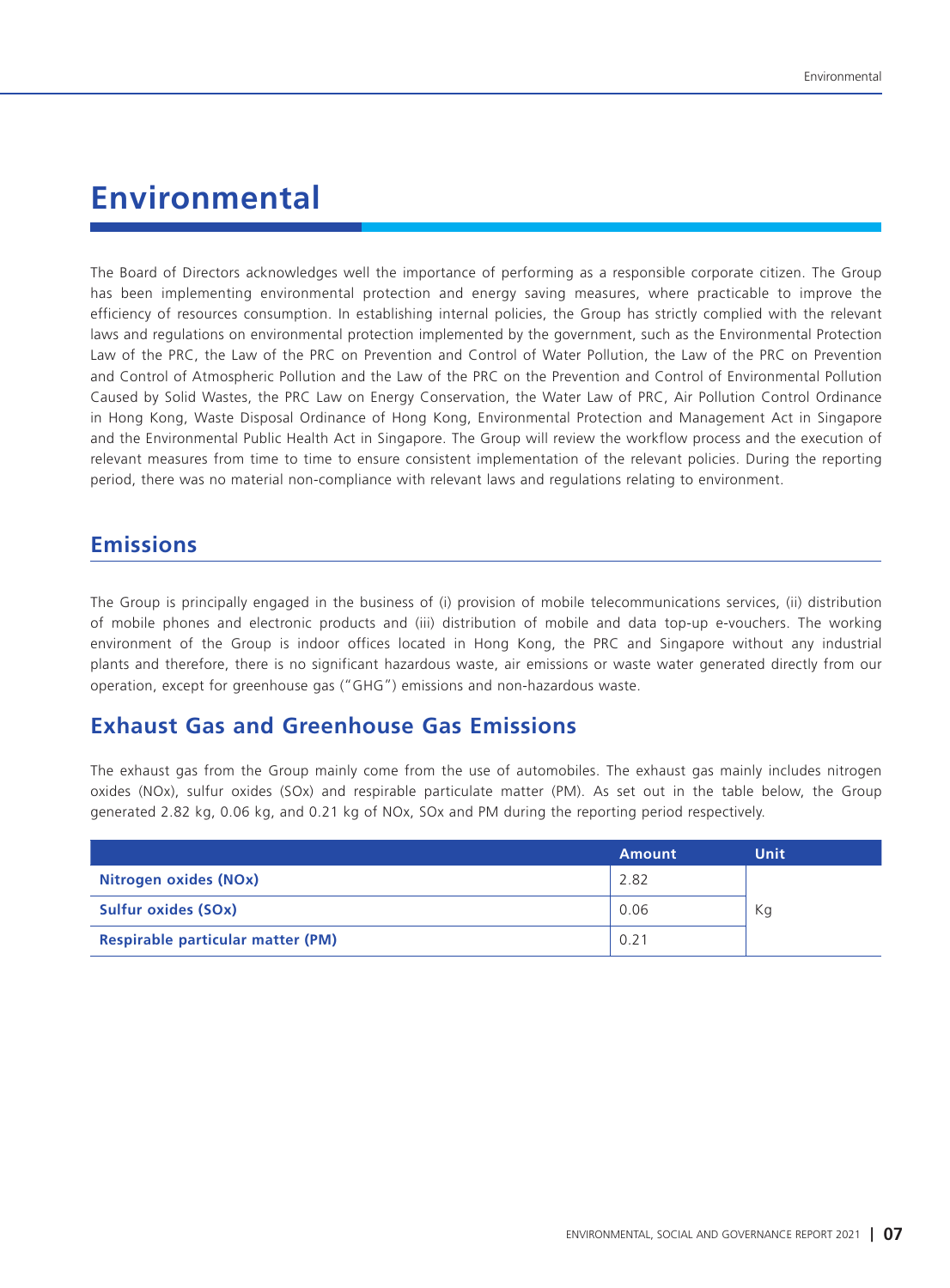# Environmental

The Board of Directors acknowledges well the importance of performing as a responsible corporate citizen. The Group has been implementing environmental protection and energy saving measures, where practicable to improve the efficiency of resources consumption. In establishing internal policies, the Group has strictly complied with the relevant laws and regulations on environmental protection implemented by the government, such as the Environmental Protection Law of the PRC, the Law of the PRC on Prevention and Control of Water Pollution, the Law of the PRC on Prevention and Control of Atmospheric Pollution and the Law of the PRC on the Prevention and Control of Environmental Pollution Caused by Solid Wastes, the PRC Law on Energy Conservation, the Water Law of PRC, Air Pollution Control Ordinance in Hong Kong, Waste Disposal Ordinance of Hong Kong, Environmental Protection and Management Act in Singapore and the Environmental Public Health Act in Singapore. The Group will review the workflow process and the execution of relevant measures from time to time to ensure consistent implementation of the relevant policies. During the reporting period, there was no material non-compliance with relevant laws and regulations relating to environment.

## Emissions

The Group is principally engaged in the business of (i) provision of mobile telecommunications services, (ii) distribution of mobile phones and electronic products and (iii) distribution of mobile and data top-up e-vouchers. The working environment of the Group is indoor offices located in Hong Kong, the PRC and Singapore without any industrial plants and therefore, there is no significant hazardous waste, air emissions or waste water generated directly from our operation, except for greenhouse gas ("GHG") emissions and non-hazardous waste.

## Exhaust Gas and Greenhouse Gas Emissions

The exhaust gas from the Group mainly come from the use of automobiles. The exhaust gas mainly includes nitrogen oxides (NOx), sulfur oxides (SOx) and respirable particulate matter (PM). As set out in the table below, the Group generated 2.82 kg, 0.06 kg, and 0.21 kg of NOx, SOx and PM during the reporting period respectively.

| | Amount | Unit |
|---|---|---|
| **Nitrogen oxides (NOx)** | 2.82 | Kg |
| **Sulfur oxides (SOx)** | 0.06 | |
| **Respirable particular matter (PM)** | 0.21 | |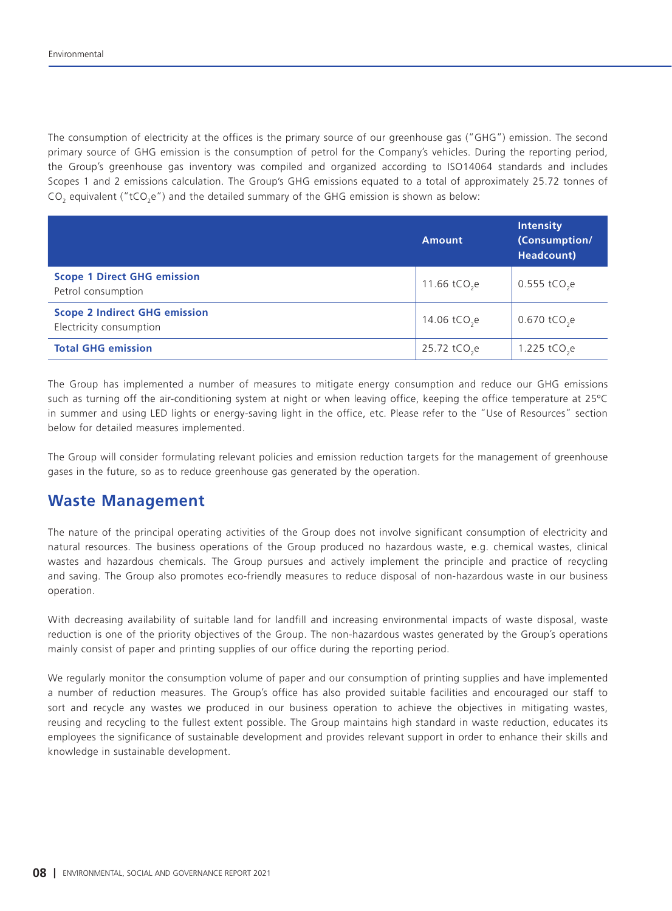The consumption of electricity at the offices is the primary source of our greenhouse gas ("GHG") emission. The second primary source of GHG emission is the consumption of petrol for the Company's vehicles. During the reporting period, the Group's greenhouse gas inventory was compiled and organized according to ISO14064 standards and includes Scopes 1 and 2 emissions calculation. The Group's GHG emissions equated to a total of approximately 25.72 tonnes of $CO_2$ equivalent ("$tCO_2e$") and the detailed summary of the GHG emission is shown as below:

| | Amount | Intensity (Consumption/ Headcount) |
|---|---|---|
| **Scope 1 Direct GHG emission**<br>Petrol consumption | 11.66 $tCO_2e$ | 0.555 $tCO_2e$ |
| **Scope 2 Indirect GHG emission**<br>Electricity consumption | 14.06 $tCO_2e$ | 0.670 $tCO_2e$ |
| **Total GHG emission** | 25.72 $tCO_2e$ | 1.225 $tCO_2e$ |

The Group has implemented a number of measures to mitigate energy consumption and reduce our GHG emissions such as turning off the air-conditioning system at night or when leaving office, keeping the office temperature at 25ºC in summer and using LED lights or energy-saving light in the office, etc. Please refer to the "Use of Resources" section below for detailed measures implemented.

The Group will consider formulating relevant policies and emission reduction targets for the management of greenhouse gases in the future, so as to reduce greenhouse gas generated by the operation.

## Waste Management

The nature of the principal operating activities of the Group does not involve significant consumption of electricity and natural resources. The business operations of the Group produced no hazardous waste, e.g. chemical wastes, clinical wastes and hazardous chemicals. The Group pursues and actively implement the principle and practice of recycling and saving. The Group also promotes eco-friendly measures to reduce disposal of non-hazardous waste in our business operation.

With decreasing availability of suitable land for landfill and increasing environmental impacts of waste disposal, waste reduction is one of the priority objectives of the Group. The non-hazardous wastes generated by the Group's operations mainly consist of paper and printing supplies of our office during the reporting period.

We regularly monitor the consumption volume of paper and our consumption of printing supplies and have implemented a number of reduction measures. The Group's office has also provided suitable facilities and encouraged our staff to sort and recycle any wastes we produced in our business operation to achieve the objectives in mitigating wastes, reusing and recycling to the fullest extent possible. The Group maintains high standard in waste reduction, educates its employees the significance of sustainable development and provides relevant support in order to enhance their skills and knowledge in sustainable development.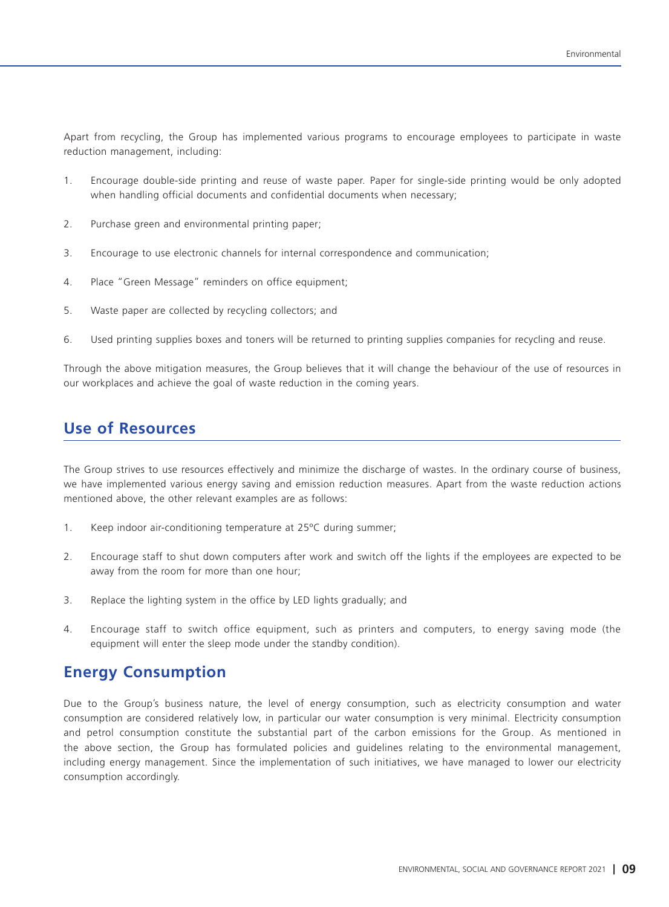Apart from recycling, the Group has implemented various programs to encourage employees to participate in waste reduction management, including:

1. Encourage double-side printing and reuse of waste paper. Paper for single-side printing would be only adopted when handling official documents and confidential documents when necessary;

2. Purchase green and environmental printing paper;

3. Encourage to use electronic channels for internal correspondence and communication;

4. Place "Green Message" reminders on office equipment;

5. Waste paper are collected by recycling collectors; and

6. Used printing supplies boxes and toners will be returned to printing supplies companies for recycling and reuse.

Through the above mitigation measures, the Group believes that it will change the behaviour of the use of resources in our workplaces and achieve the goal of waste reduction in the coming years.

## Use of Resources

The Group strives to use resources effectively and minimize the discharge of wastes. In the ordinary course of business, we have implemented various energy saving and emission reduction measures. Apart from the waste reduction actions mentioned above, the other relevant examples are as follows:

1. Keep indoor air-conditioning temperature at 25ºC during summer;

2. Encourage staff to shut down computers after work and switch off the lights if the employees are expected to be away from the room for more than one hour;

3. Replace the lighting system in the office by LED lights gradually; and

4. Encourage staff to switch office equipment, such as printers and computers, to energy saving mode (the equipment will enter the sleep mode under the standby condition).

## Energy Consumption

Due to the Group's business nature, the level of energy consumption, such as electricity consumption and water consumption are considered relatively low, in particular our water consumption is very minimal. Electricity consumption and petrol consumption constitute the substantial part of the carbon emissions for the Group. As mentioned in the above section, the Group has formulated policies and guidelines relating to the environmental management, including energy management. Since the implementation of such initiatives, we have managed to lower our electricity consumption accordingly.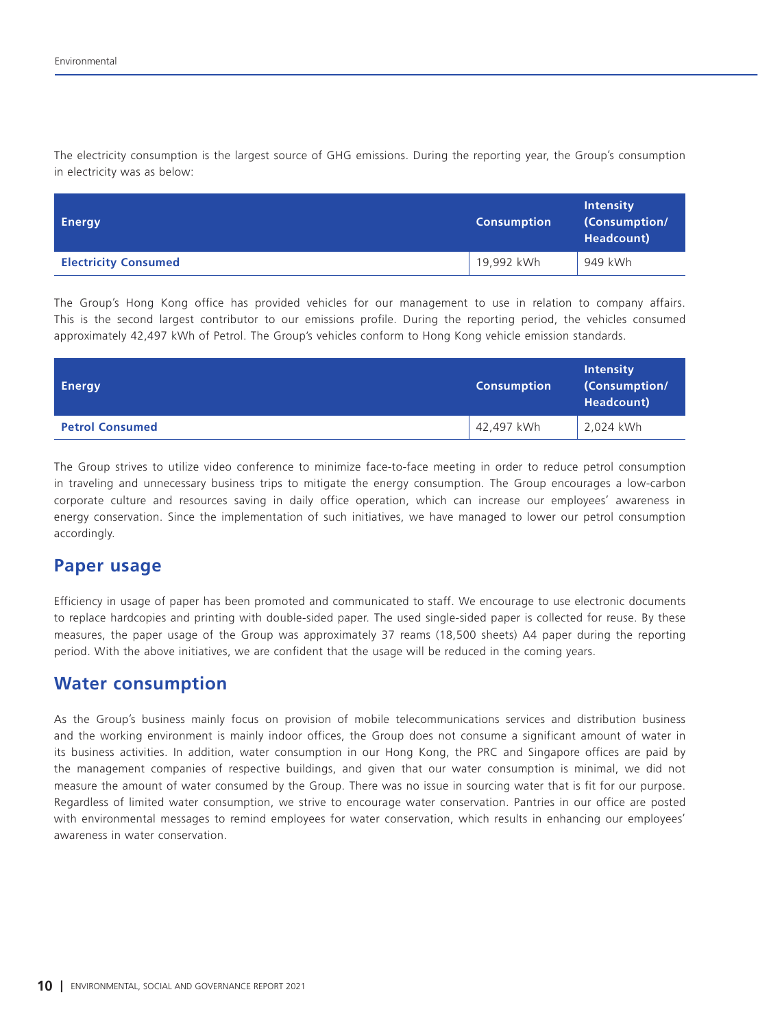The electricity consumption is the largest source of GHG emissions. During the reporting year, the Group's consumption in electricity was as below:

| Energy | Consumption | Intensity (Consumption/ Headcount) |
|---|---|---|
| **Electricity Consumed** | 19,992 kWh | 949 kWh |

The Group's Hong Kong office has provided vehicles for our management to use in relation to company affairs. This is the second largest contributor to our emissions profile. During the reporting period, the vehicles consumed approximately 42,497 kWh of Petrol. The Group's vehicles conform to Hong Kong vehicle emission standards.

| Energy | Consumption | Intensity (Consumption/ Headcount) |
|---|---|---|
| **Petrol Consumed** | 42,497 kWh | 2,024 kWh |

The Group strives to utilize video conference to minimize face-to-face meeting in order to reduce petrol consumption in traveling and unnecessary business trips to mitigate the energy consumption. The Group encourages a low-carbon corporate culture and resources saving in daily office operation, which can increase our employees' awareness in energy conservation. Since the implementation of such initiatives, we have managed to lower our petrol consumption accordingly.

## Paper usage

Efficiency in usage of paper has been promoted and communicated to staff. We encourage to use electronic documents to replace hardcopies and printing with double-sided paper. The used single-sided paper is collected for reuse. By these measures, the paper usage of the Group was approximately 37 reams (18,500 sheets) A4 paper during the reporting period. With the above initiatives, we are confident that the usage will be reduced in the coming years.

## Water consumption

As the Group's business mainly focus on provision of mobile telecommunications services and distribution business and the working environment is mainly indoor offices, the Group does not consume a significant amount of water in its business activities. In addition, water consumption in our Hong Kong, the PRC and Singapore offices are paid by the management companies of respective buildings, and given that our water consumption is minimal, we did not measure the amount of water consumed by the Group. There was no issue in sourcing water that is fit for our purpose. Regardless of limited water consumption, we strive to encourage water conservation. Pantries in our office are posted with environmental messages to remind employees for water conservation, which results in enhancing our employees' awareness in water conservation.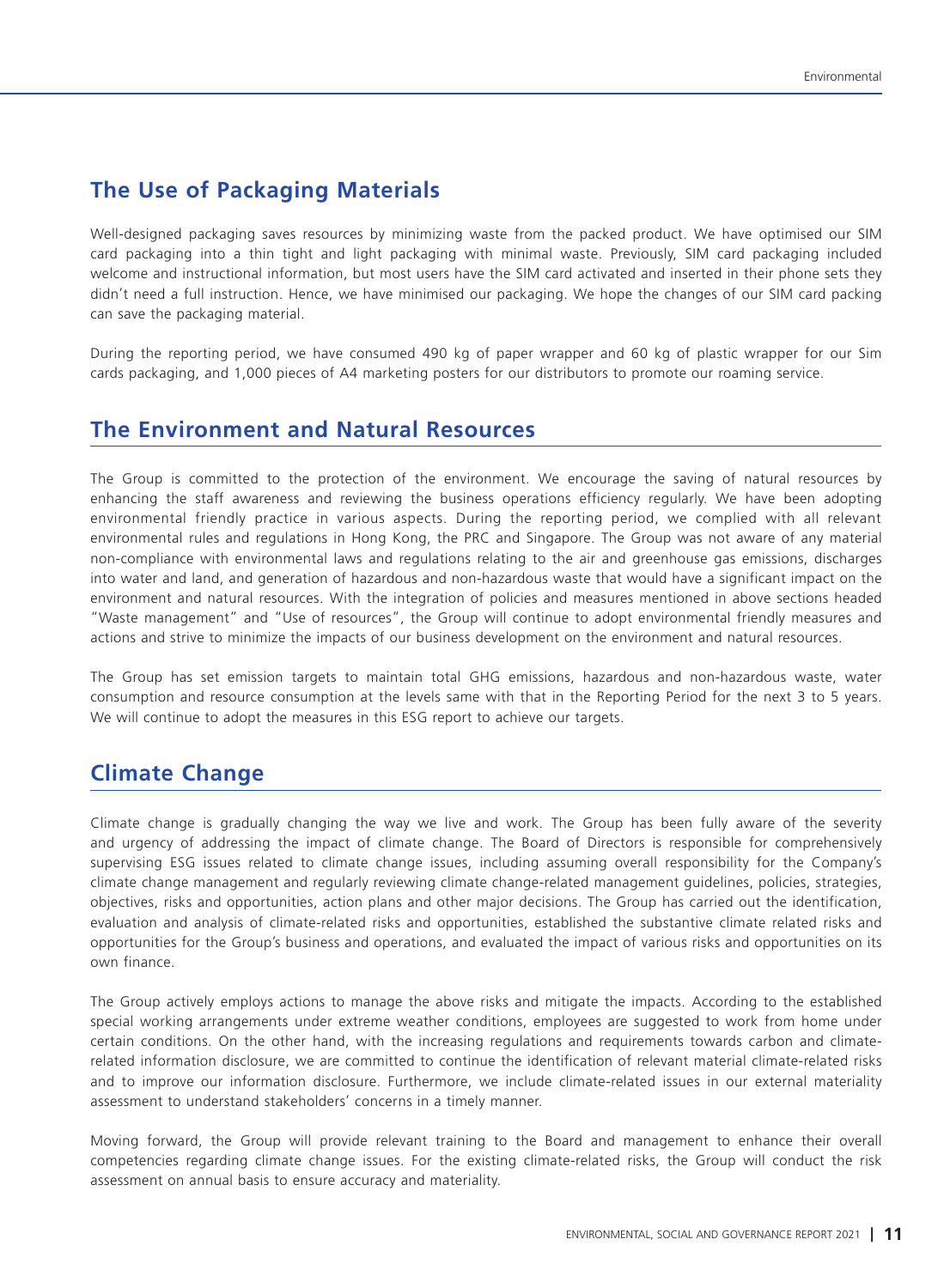## The Use of Packaging Materials

Well-designed packaging saves resources by minimizing waste from the packed product. We have optimised our SIM card packaging into a thin tight and light packaging with minimal waste. Previously, SIM card packaging included welcome and instructional information, but most users have the SIM card activated and inserted in their phone sets they didn't need a full instruction. Hence, we have minimised our packaging. We hope the changes of our SIM card packing can save the packaging material.

During the reporting period, we have consumed 490 kg of paper wrapper and 60 kg of plastic wrapper for our Sim cards packaging, and 1,000 pieces of A4 marketing posters for our distributors to promote our roaming service.

## The Environment and Natural Resources

The Group is committed to the protection of the environment. We encourage the saving of natural resources by enhancing the staff awareness and reviewing the business operations efficiency regularly. We have been adopting environmental friendly practice in various aspects. During the reporting period, we complied with all relevant environmental rules and regulations in Hong Kong, the PRC and Singapore. The Group was not aware of any material non-compliance with environmental laws and regulations relating to the air and greenhouse gas emissions, discharges into water and land, and generation of hazardous and non-hazardous waste that would have a significant impact on the environment and natural resources. With the integration of policies and measures mentioned in above sections headed "Waste management" and "Use of resources", the Group will continue to adopt environmental friendly measures and actions and strive to minimize the impacts of our business development on the environment and natural resources.

The Group has set emission targets to maintain total GHG emissions, hazardous and non-hazardous waste, water consumption and resource consumption at the levels same with that in the Reporting Period for the next 3 to 5 years. We will continue to adopt the measures in this ESG report to achieve our targets.

## Climate Change

Climate change is gradually changing the way we live and work. The Group has been fully aware of the severity and urgency of addressing the impact of climate change. The Board of Directors is responsible for comprehensively supervising ESG issues related to climate change issues, including assuming overall responsibility for the Company's climate change management and regularly reviewing climate change-related management guidelines, policies, strategies, objectives, risks and opportunities, action plans and other major decisions. The Group has carried out the identification, evaluation and analysis of climate-related risks and opportunities, established the substantive climate related risks and opportunities for the Group's business and operations, and evaluated the impact of various risks and opportunities on its own finance.

The Group actively employs actions to manage the above risks and mitigate the impacts. According to the established special working arrangements under extreme weather conditions, employees are suggested to work from home under certain conditions. On the other hand, with the increasing regulations and requirements towards carbon and climate-related information disclosure, we are committed to continue the identification of relevant material climate-related risks and to improve our information disclosure. Furthermore, we include climate-related issues in our external materiality assessment to understand stakeholders' concerns in a timely manner.

Moving forward, the Group will provide relevant training to the Board and management to enhance their overall competencies regarding climate change issues. For the existing climate-related risks, the Group will conduct the risk assessment on annual basis to ensure accuracy and materiality.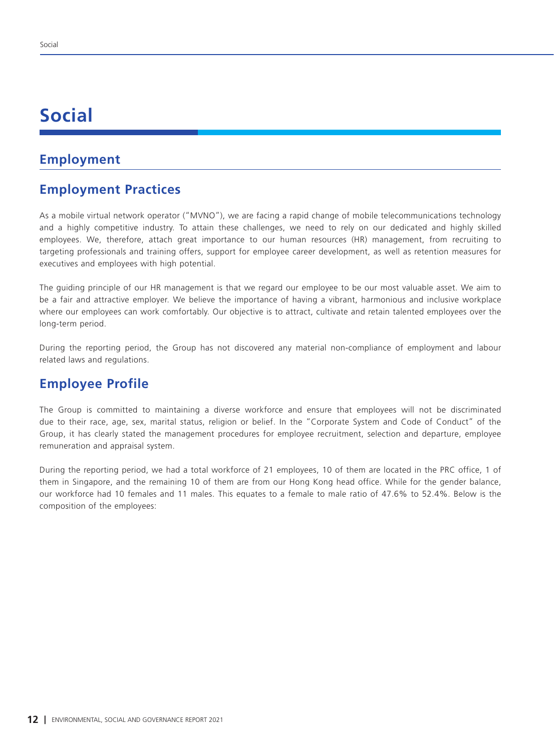# Social

## Employment

## Employment Practices

As a mobile virtual network operator ("MVNO"), we are facing a rapid change of mobile telecommunications technology and a highly competitive industry. To attain these challenges, we need to rely on our dedicated and highly skilled employees. We, therefore, attach great importance to our human resources (HR) management, from recruiting to targeting professionals and training offers, support for employee career development, as well as retention measures for executives and employees with high potential.

The guiding principle of our HR management is that we regard our employee to be our most valuable asset. We aim to be a fair and attractive employer. We believe the importance of having a vibrant, harmonious and inclusive workplace where our employees can work comfortably. Our objective is to attract, cultivate and retain talented employees over the long-term period.

During the reporting period, the Group has not discovered any material non-compliance of employment and labour related laws and regulations.

## Employee Profile

The Group is committed to maintaining a diverse workforce and ensure that employees will not be discriminated due to their race, age, sex, marital status, religion or belief. In the "Corporate System and Code of Conduct" of the Group, it has clearly stated the management procedures for employee recruitment, selection and departure, employee remuneration and appraisal system.

During the reporting period, we had a total workforce of 21 employees, 10 of them are located in the PRC office, 1 of them in Singapore, and the remaining 10 of them are from our Hong Kong head office. While for the gender balance, our workforce had 10 females and 11 males. This equates to a female to male ratio of 47.6% to 52.4%. Below is the composition of the employees: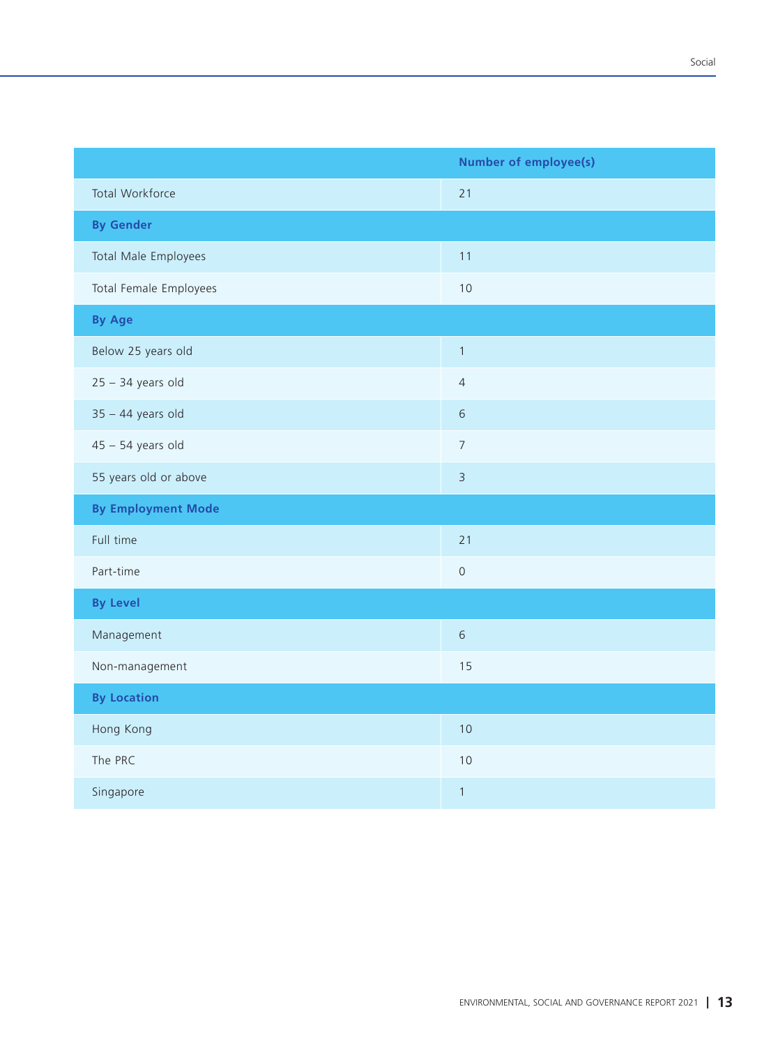| | Number of employee(s) |
|---|---|
| Total Workforce | 21 |
| **By Gender** | |
| Total Male Employees | 11 |
| Total Female Employees | 10 |
| **By Age** | |
| Below 25 years old | 1 |
| 25 – 34 years old | 4 |
| 35 – 44 years old | 6 |
| 45 – 54 years old | 7 |
| 55 years old or above | 3 |
| **By Employment Mode** | |
| Full time | 21 |
| Part-time | 0 |
| **By Level** | |
| Management | 6 |
| Non-management | 15 |
| **By Location** | |
| Hong Kong | 10 |
| The PRC | 10 |
| Singapore | 1 |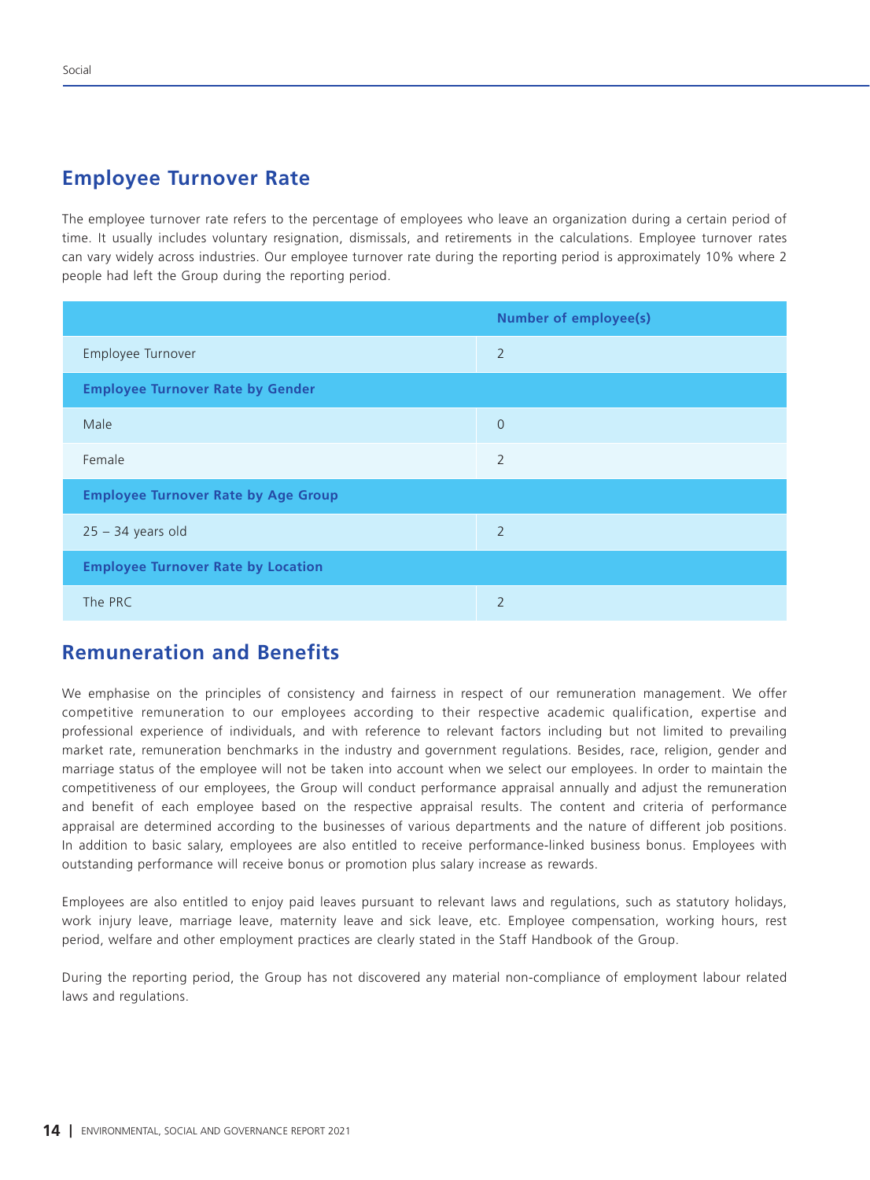## Employee Turnover Rate

The employee turnover rate refers to the percentage of employees who leave an organization during a certain period of time. It usually includes voluntary resignation, dismissals, and retirements in the calculations. Employee turnover rates can vary widely across industries. Our employee turnover rate during the reporting period is approximately 10% where 2 people had left the Group during the reporting period.

| | Number of employee(s) |
|---|---|
| Employee Turnover | 2 |
| **Employee Turnover Rate by Gender** | |
| Male | 0 |
| Female | 2 |
| **Employee Turnover Rate by Age Group** | |
| 25 – 34 years old | 2 |
| **Employee Turnover Rate by Location** | |
| The PRC | 2 |

## Remuneration and Benefits

We emphasise on the principles of consistency and fairness in respect of our remuneration management. We offer competitive remuneration to our employees according to their respective academic qualification, expertise and professional experience of individuals, and with reference to relevant factors including but not limited to prevailing market rate, remuneration benchmarks in the industry and government regulations. Besides, race, religion, gender and marriage status of the employee will not be taken into account when we select our employees. In order to maintain the competitiveness of our employees, the Group will conduct performance appraisal annually and adjust the remuneration and benefit of each employee based on the respective appraisal results. The content and criteria of performance appraisal are determined according to the businesses of various departments and the nature of different job positions. In addition to basic salary, employees are also entitled to receive performance-linked business bonus. Employees with outstanding performance will receive bonus or promotion plus salary increase as rewards.

Employees are also entitled to enjoy paid leaves pursuant to relevant laws and regulations, such as statutory holidays, work injury leave, marriage leave, maternity leave and sick leave, etc. Employee compensation, working hours, rest period, welfare and other employment practices are clearly stated in the Staff Handbook of the Group.

During the reporting period, the Group has not discovered any material non-compliance of employment labour related laws and regulations.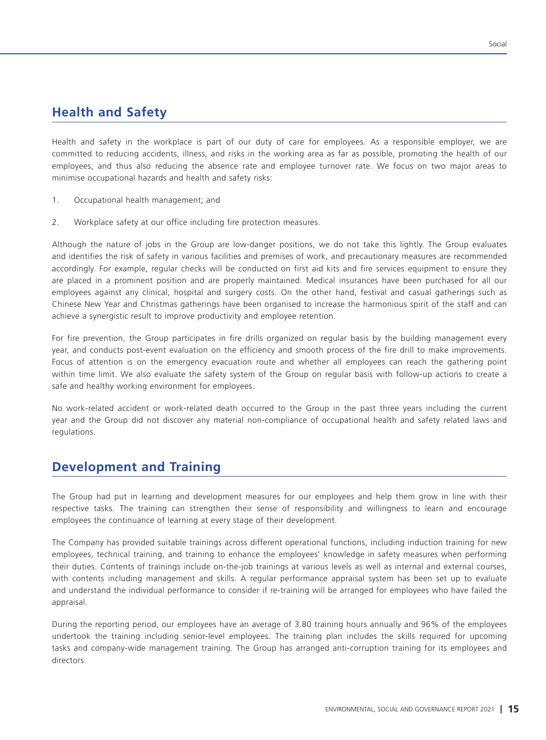## Health and Safety

Health and safety in the workplace is part of our duty of care for employees. As a responsible employer, we are committed to reducing accidents, illness, and risks in the working area as far as possible, promoting the health of our employees, and thus also reducing the absence rate and employee turnover rate. We focus on two major areas to minimise occupational hazards and health and safety risks:

1. Occupational health management; and

2. Workplace safety at our office including fire protection measures.

Although the nature of jobs in the Group are low-danger positions, we do not take this lightly. The Group evaluates and identifies the risk of safety in various facilities and premises of work, and precautionary measures are recommended accordingly. For example, regular checks will be conducted on first aid kits and fire services equipment to ensure they are placed in a prominent position and are properly maintained. Medical insurances have been purchased for all our employees against any clinical, hospital and surgery costs. On the other hand, festival and casual gatherings such as Chinese New Year and Christmas gatherings have been organised to increase the harmonious spirit of the staff and can achieve a synergistic result to improve productivity and employee retention.

For fire prevention, the Group participates in fire drills organized on regular basis by the building management every year, and conducts post-event evaluation on the efficiency and smooth process of the fire drill to make improvements. Focus of attention is on the emergency evacuation route and whether all employees can reach the gathering point within time limit. We also evaluate the safety system of the Group on regular basis with follow-up actions to create a safe and healthy working environment for employees.

No work-related accident or work-related death occurred to the Group in the past three years including the current year and the Group did not discover any material non-compliance of occupational health and safety related laws and regulations.

## Development and Training

The Group had put in learning and development measures for our employees and help them grow in line with their respective tasks. The training can strengthen their sense of responsibility and willingness to learn and encourage employees the continuance of learning at every stage of their development.

The Company has provided suitable trainings across different operational functions, including induction training for new employees, technical training, and training to enhance the employees' knowledge in safety measures when performing their duties. Contents of trainings include on-the-job trainings at various levels as well as internal and external courses, with contents including management and skills. A regular performance appraisal system has been set up to evaluate and understand the individual performance to consider if re-training will be arranged for employees who have failed the appraisal.

During the reporting period, our employees have an average of 3.80 training hours annually and 96% of the employees undertook the training including senior-level employees. The training plan includes the skills required for upcoming tasks and company-wide management training. The Group has arranged anti-corruption training for its employees and directors.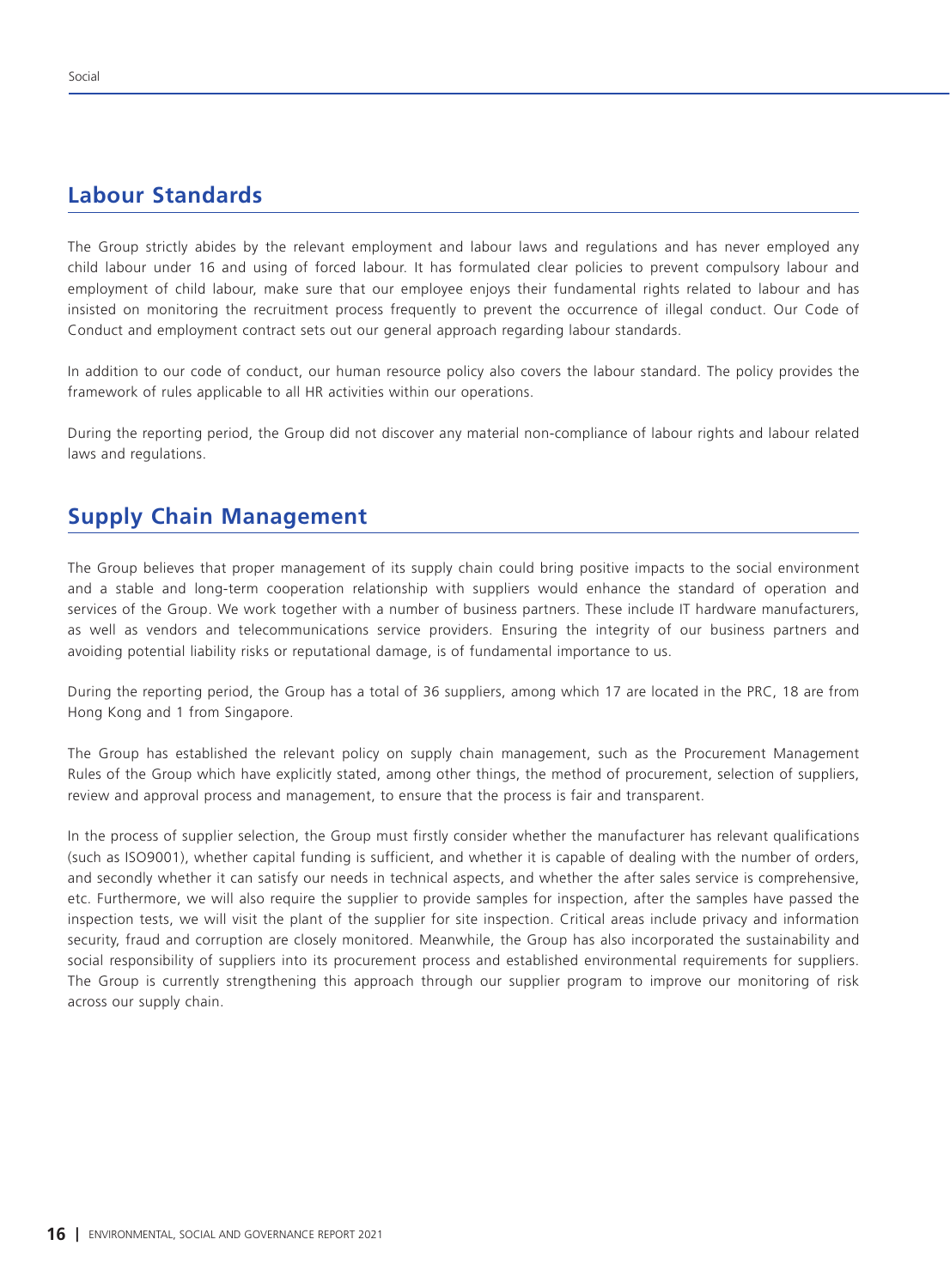## Labour Standards

The Group strictly abides by the relevant employment and labour laws and regulations and has never employed any child labour under 16 and using of forced labour. It has formulated clear policies to prevent compulsory labour and employment of child labour, make sure that our employee enjoys their fundamental rights related to labour and has insisted on monitoring the recruitment process frequently to prevent the occurrence of illegal conduct. Our Code of Conduct and employment contract sets out our general approach regarding labour standards.

In addition to our code of conduct, our human resource policy also covers the labour standard. The policy provides the framework of rules applicable to all HR activities within our operations.

During the reporting period, the Group did not discover any material non-compliance of labour rights and labour related laws and regulations.

## Supply Chain Management

The Group believes that proper management of its supply chain could bring positive impacts to the social environment and a stable and long-term cooperation relationship with suppliers would enhance the standard of operation and services of the Group. We work together with a number of business partners. These include IT hardware manufacturers, as well as vendors and telecommunications service providers. Ensuring the integrity of our business partners and avoiding potential liability risks or reputational damage, is of fundamental importance to us.

During the reporting period, the Group has a total of 36 suppliers, among which 17 are located in the PRC, 18 are from Hong Kong and 1 from Singapore.

The Group has established the relevant policy on supply chain management, such as the Procurement Management Rules of the Group which have explicitly stated, among other things, the method of procurement, selection of suppliers, review and approval process and management, to ensure that the process is fair and transparent.

In the process of supplier selection, the Group must firstly consider whether the manufacturer has relevant qualifications (such as ISO9001), whether capital funding is sufficient, and whether it is capable of dealing with the number of orders, and secondly whether it can satisfy our needs in technical aspects, and whether the after sales service is comprehensive, etc. Furthermore, we will also require the supplier to provide samples for inspection, after the samples have passed the inspection tests, we will visit the plant of the supplier for site inspection. Critical areas include privacy and information security, fraud and corruption are closely monitored. Meanwhile, the Group has also incorporated the sustainability and social responsibility of suppliers into its procurement process and established environmental requirements for suppliers. The Group is currently strengthening this approach through our supplier program to improve our monitoring of risk across our supply chain.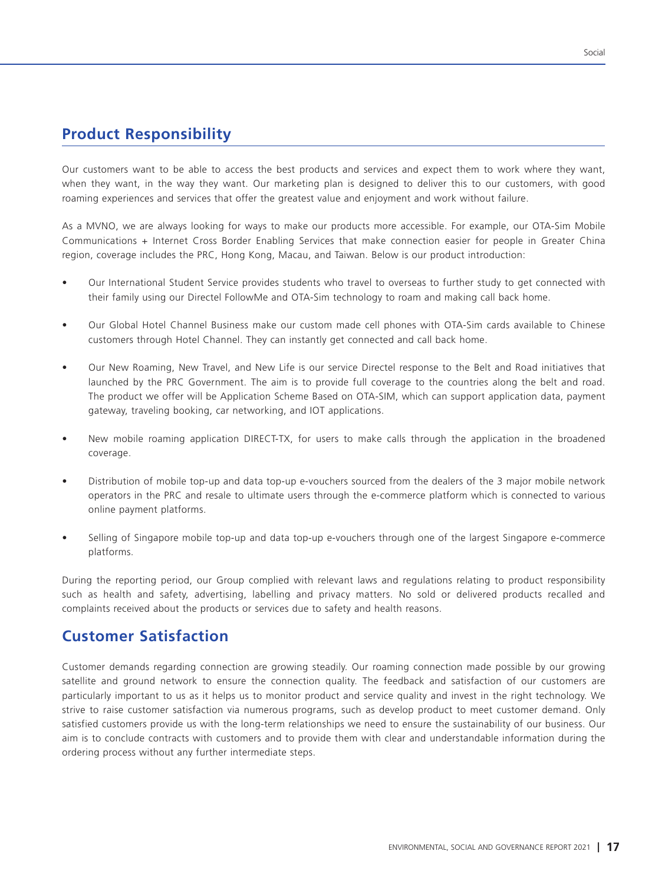## Product Responsibility

Our customers want to be able to access the best products and services and expect them to work where they want, when they want, in the way they want. Our marketing plan is designed to deliver this to our customers, with good roaming experiences and services that offer the greatest value and enjoyment and work without failure.

As a MVNO, we are always looking for ways to make our products more accessible. For example, our OTA-Sim Mobile Communications + Internet Cross Border Enabling Services that make connection easier for people in Greater China region, coverage includes the PRC, Hong Kong, Macau, and Taiwan. Below is our product introduction:

- Our International Student Service provides students who travel to overseas to further study to get connected with their family using our Directel FollowMe and OTA-Sim technology to roam and making call back home.
- Our Global Hotel Channel Business make our custom made cell phones with OTA-Sim cards available to Chinese customers through Hotel Channel. They can instantly get connected and call back home.
- Our New Roaming, New Travel, and New Life is our service Directel response to the Belt and Road initiatives that launched by the PRC Government. The aim is to provide full coverage to the countries along the belt and road. The product we offer will be Application Scheme Based on OTA-SIM, which can support application data, payment gateway, traveling booking, car networking, and IOT applications.
- New mobile roaming application DIRECT-TX, for users to make calls through the application in the broadened coverage.
- Distribution of mobile top-up and data top-up e-vouchers sourced from the dealers of the 3 major mobile network operators in the PRC and resale to ultimate users through the e-commerce platform which is connected to various online payment platforms.
- Selling of Singapore mobile top-up and data top-up e-vouchers through one of the largest Singapore e-commerce platforms.

During the reporting period, our Group complied with relevant laws and regulations relating to product responsibility such as health and safety, advertising, labelling and privacy matters. No sold or delivered products recalled and complaints received about the products or services due to safety and health reasons.

## Customer Satisfaction

Customer demands regarding connection are growing steadily. Our roaming connection made possible by our growing satellite and ground network to ensure the connection quality. The feedback and satisfaction of our customers are particularly important to us as it helps us to monitor product and service quality and invest in the right technology. We strive to raise customer satisfaction via numerous programs, such as develop product to meet customer demand. Only satisfied customers provide us with the long-term relationships we need to ensure the sustainability of our business. Our aim is to conclude contracts with customers and to provide them with clear and understandable information during the ordering process without any further intermediate steps.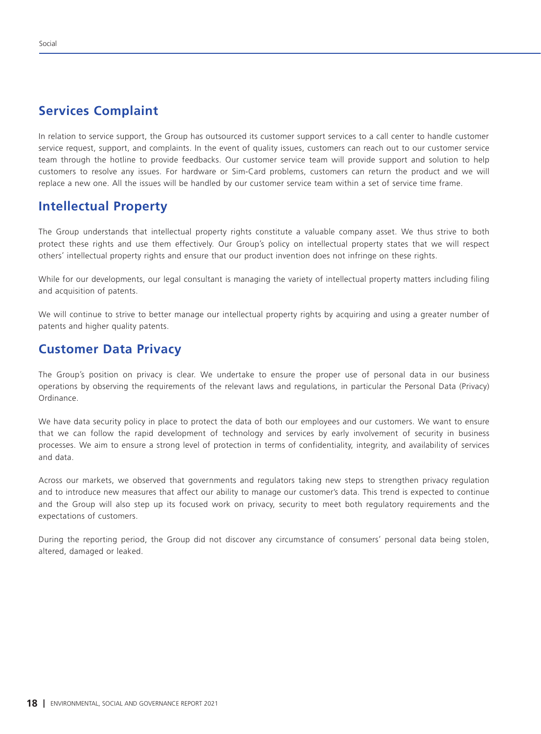## Services Complaint

In relation to service support, the Group has outsourced its customer support services to a call center to handle customer service request, support, and complaints. In the event of quality issues, customers can reach out to our customer service team through the hotline to provide feedbacks. Our customer service team will provide support and solution to help customers to resolve any issues. For hardware or Sim-Card problems, customers can return the product and we will replace a new one. All the issues will be handled by our customer service team within a set of service time frame.

## Intellectual Property

The Group understands that intellectual property rights constitute a valuable company asset. We thus strive to both protect these rights and use them effectively. Our Group's policy on intellectual property states that we will respect others' intellectual property rights and ensure that our product invention does not infringe on these rights.

While for our developments, our legal consultant is managing the variety of intellectual property matters including filing and acquisition of patents.

We will continue to strive to better manage our intellectual property rights by acquiring and using a greater number of patents and higher quality patents.

## Customer Data Privacy

The Group's position on privacy is clear. We undertake to ensure the proper use of personal data in our business operations by observing the requirements of the relevant laws and regulations, in particular the Personal Data (Privacy) Ordinance.

We have data security policy in place to protect the data of both our employees and our customers. We want to ensure that we can follow the rapid development of technology and services by early involvement of security in business processes. We aim to ensure a strong level of protection in terms of confidentiality, integrity, and availability of services and data.

Across our markets, we observed that governments and regulators taking new steps to strengthen privacy regulation and to introduce new measures that affect our ability to manage our customer's data. This trend is expected to continue and the Group will also step up its focused work on privacy, security to meet both regulatory requirements and the expectations of customers.

During the reporting period, the Group did not discover any circumstance of consumers' personal data being stolen, altered, damaged or leaked.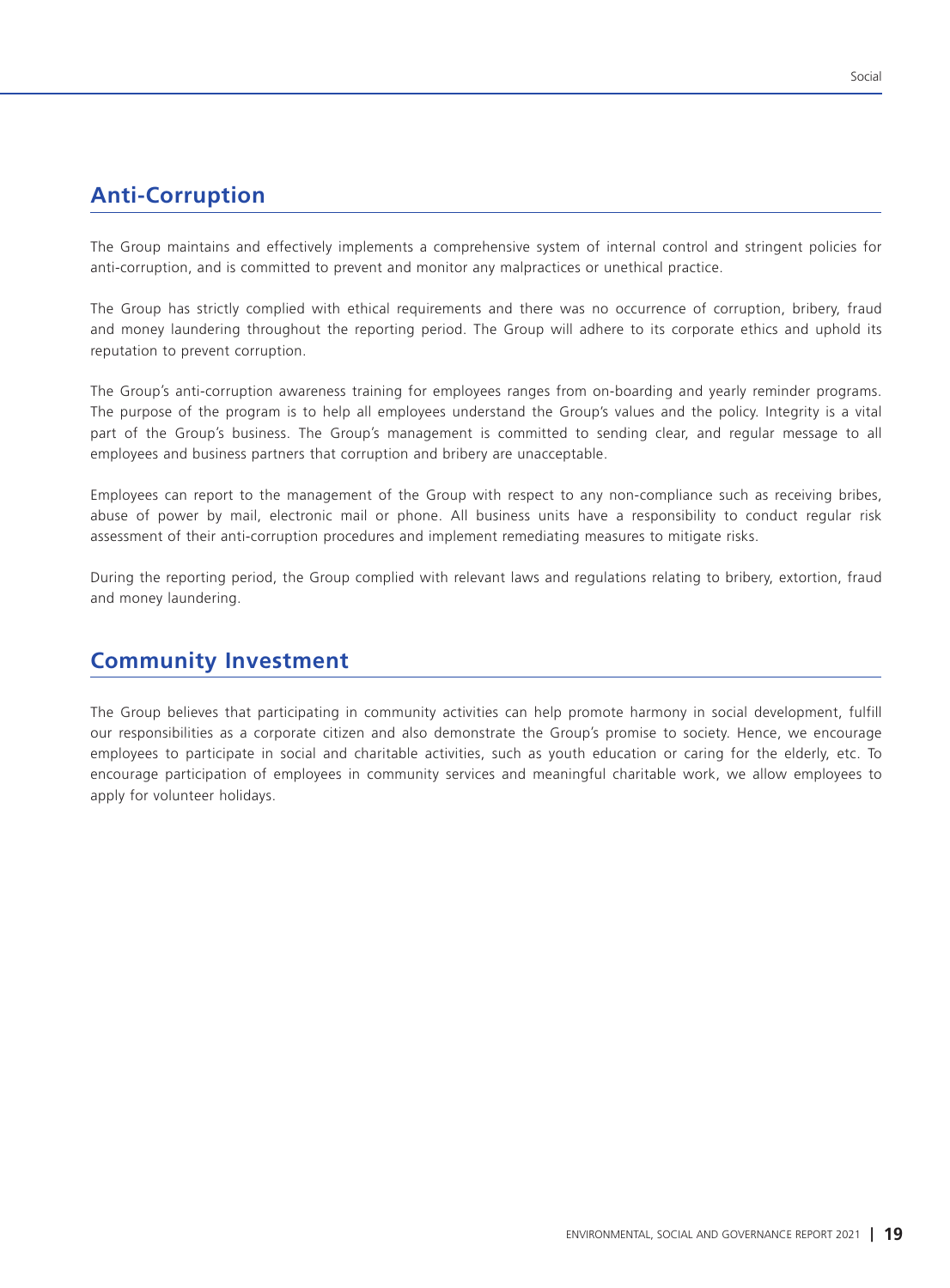## Anti-Corruption

The Group maintains and effectively implements a comprehensive system of internal control and stringent policies for anti-corruption, and is committed to prevent and monitor any malpractices or unethical practice.

The Group has strictly complied with ethical requirements and there was no occurrence of corruption, bribery, fraud and money laundering throughout the reporting period. The Group will adhere to its corporate ethics and uphold its reputation to prevent corruption.

The Group's anti-corruption awareness training for employees ranges from on-boarding and yearly reminder programs. The purpose of the program is to help all employees understand the Group's values and the policy. Integrity is a vital part of the Group's business. The Group's management is committed to sending clear, and regular message to all employees and business partners that corruption and bribery are unacceptable.

Employees can report to the management of the Group with respect to any non-compliance such as receiving bribes, abuse of power by mail, electronic mail or phone. All business units have a responsibility to conduct regular risk assessment of their anti-corruption procedures and implement remediating measures to mitigate risks.

During the reporting period, the Group complied with relevant laws and regulations relating to bribery, extortion, fraud and money laundering.

## Community Investment

The Group believes that participating in community activities can help promote harmony in social development, fulfill our responsibilities as a corporate citizen and also demonstrate the Group's promise to society. Hence, we encourage employees to participate in social and charitable activities, such as youth education or caring for the elderly, etc. To encourage participation of employees in community services and meaningful charitable work, we allow employees to apply for volunteer holidays.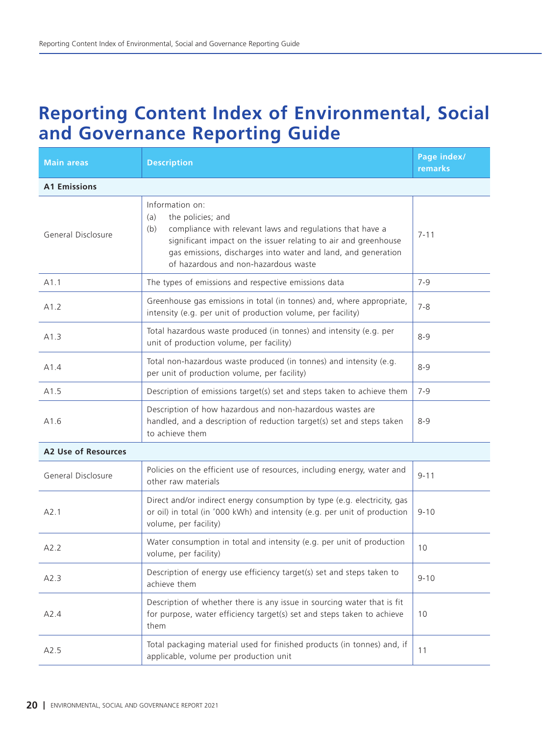# Reporting Content Index of Environmental, Social and Governance Reporting Guide

| Main areas | Description | Page index/ remarks |
|---|---|---|
| **A1 Emissions** | | |
| General Disclosure | Information on: (a) the policies; and (b) compliance with relevant laws and regulations that have a significant impact on the issuer relating to air and greenhouse gas emissions, discharges into water and land, and generation of hazardous and non-hazardous waste | 7-11 |
| A1.1 | The types of emissions and respective emissions data | 7-9 |
| A1.2 | Greenhouse gas emissions in total (in tonnes) and, where appropriate, intensity (e.g. per unit of production volume, per facility) | 7-8 |
| A1.3 | Total hazardous waste produced (in tonnes) and intensity (e.g. per unit of production volume, per facility) | 8-9 |
| A1.4 | Total non-hazardous waste produced (in tonnes) and intensity (e.g. per unit of production volume, per facility) | 8-9 |
| A1.5 | Description of emissions target(s) set and steps taken to achieve them | 7-9 |
| A1.6 | Description of how hazardous and non-hazardous wastes are handled, and a description of reduction target(s) set and steps taken to achieve them | 8-9 |
| **A2 Use of Resources** | | |
| General Disclosure | Policies on the efficient use of resources, including energy, water and other raw materials | 9-11 |
| A2.1 | Direct and/or indirect energy consumption by type (e.g. electricity, gas or oil) in total (in '000 kWh) and intensity (e.g. per unit of production volume, per facility) | 9-10 |
| A2.2 | Water consumption in total and intensity (e.g. per unit of production volume, per facility) | 10 |
| A2.3 | Description of energy use efficiency target(s) set and steps taken to achieve them | 9-10 |
| A2.4 | Description of whether there is any issue in sourcing water that is fit for purpose, water efficiency target(s) set and steps taken to achieve them | 10 |
| A2.5 | Total packaging material used for finished products (in tonnes) and, if applicable, volume per production unit | 11 |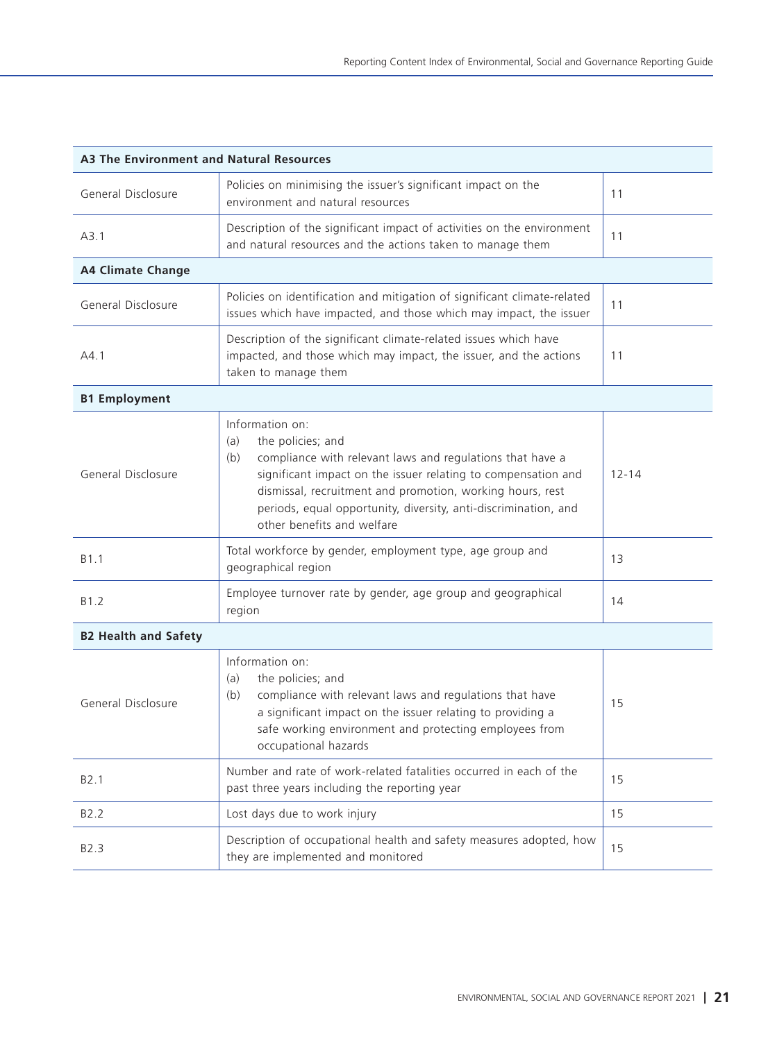| A3 The Environment and Natural Resources | | |
|---|---|---|
| General Disclosure | Policies on minimising the issuer's significant impact on the environment and natural resources | 11 |
| A3.1 | Description of the significant impact of activities on the environment and natural resources and the actions taken to manage them | 11 |
| **A4 Climate Change** | | |
| General Disclosure | Policies on identification and mitigation of significant climate-related issues which have impacted, and those which may impact, the issuer | 11 |
| A4.1 | Description of the significant climate-related issues which have impacted, and those which may impact, the issuer, and the actions taken to manage them | 11 |
| **B1 Employment** | | |
| General Disclosure | Information on: (a) the policies; and (b) compliance with relevant laws and regulations that have a significant impact on the issuer relating to compensation and dismissal, recruitment and promotion, working hours, rest periods, equal opportunity, diversity, anti-discrimination, and other benefits and welfare | 12-14 |
| B1.1 | Total workforce by gender, employment type, age group and geographical region | 13 |
| B1.2 | Employee turnover rate by gender, age group and geographical region | 14 |
| **B2 Health and Safety** | | |
| General Disclosure | Information on: (a) the policies; and (b) compliance with relevant laws and regulations that have a significant impact on the issuer relating to providing a safe working environment and protecting employees from occupational hazards | 15 |
| B2.1 | Number and rate of work-related fatalities occurred in each of the past three years including the reporting year | 15 |
| B2.2 | Lost days due to work injury | 15 |
| B2.3 | Description of occupational health and safety measures adopted, how they are implemented and monitored | 15 |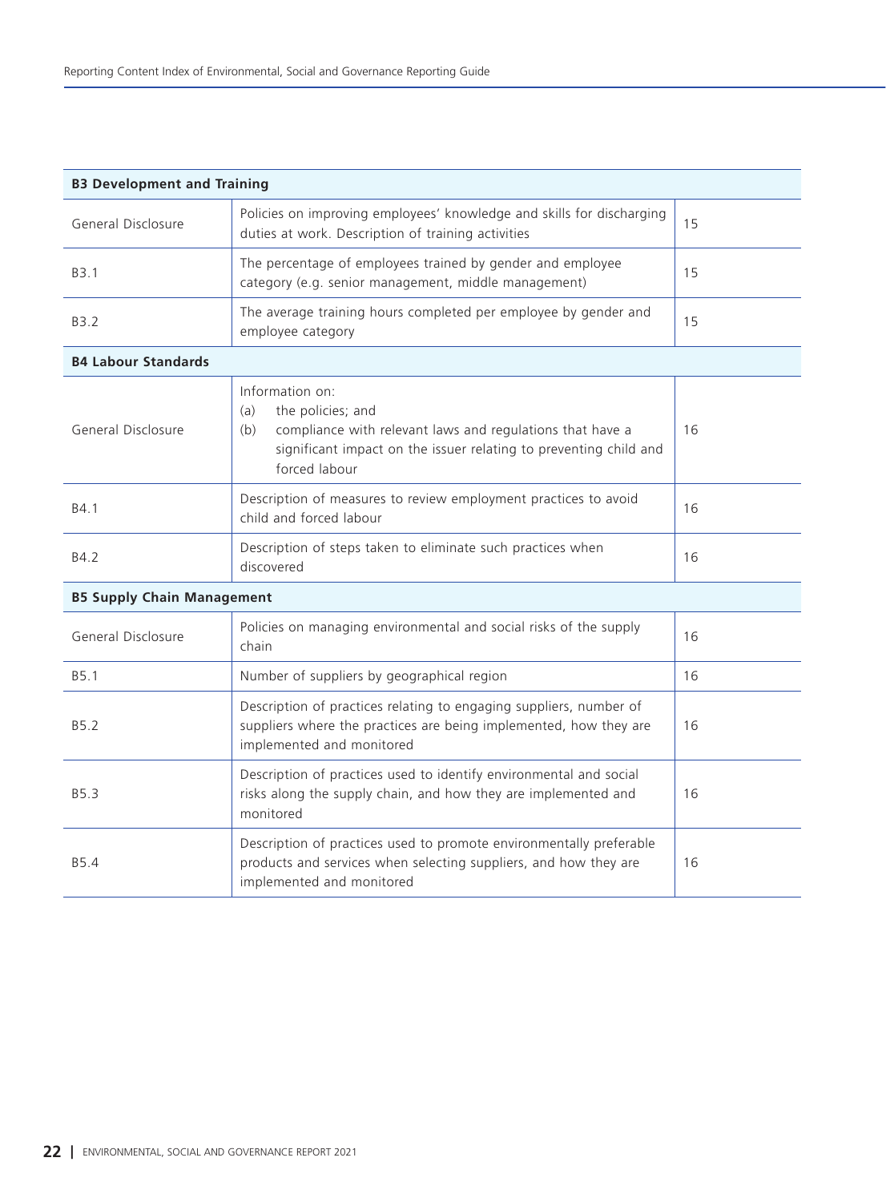| | | |
|---|---|---|
| **B3 Development and Training** | | |
| General Disclosure | Policies on improving employees' knowledge and skills for discharging duties at work. Description of training activities | 15 |
| B3.1 | The percentage of employees trained by gender and employee category (e.g. senior management, middle management) | 15 |
| B3.2 | The average training hours completed per employee by gender and employee category | 15 |
| **B4 Labour Standards** | | |
| General Disclosure | Information on:<br>(a) the policies; and<br>(b) compliance with relevant laws and regulations that have a significant impact on the issuer relating to preventing child and forced labour | 16 |
| B4.1 | Description of measures to review employment practices to avoid child and forced labour | 16 |
| B4.2 | Description of steps taken to eliminate such practices when discovered | 16 |
| **B5 Supply Chain Management** | | |
| General Disclosure | Policies on managing environmental and social risks of the supply chain | 16 |
| B5.1 | Number of suppliers by geographical region | 16 |
| B5.2 | Description of practices relating to engaging suppliers, number of suppliers where the practices are being implemented, how they are implemented and monitored | 16 |
| B5.3 | Description of practices used to identify environmental and social risks along the supply chain, and how they are implemented and monitored | 16 |
| B5.4 | Description of practices used to promote environmentally preferable products and services when selecting suppliers, and how they are implemented and monitored | 16 |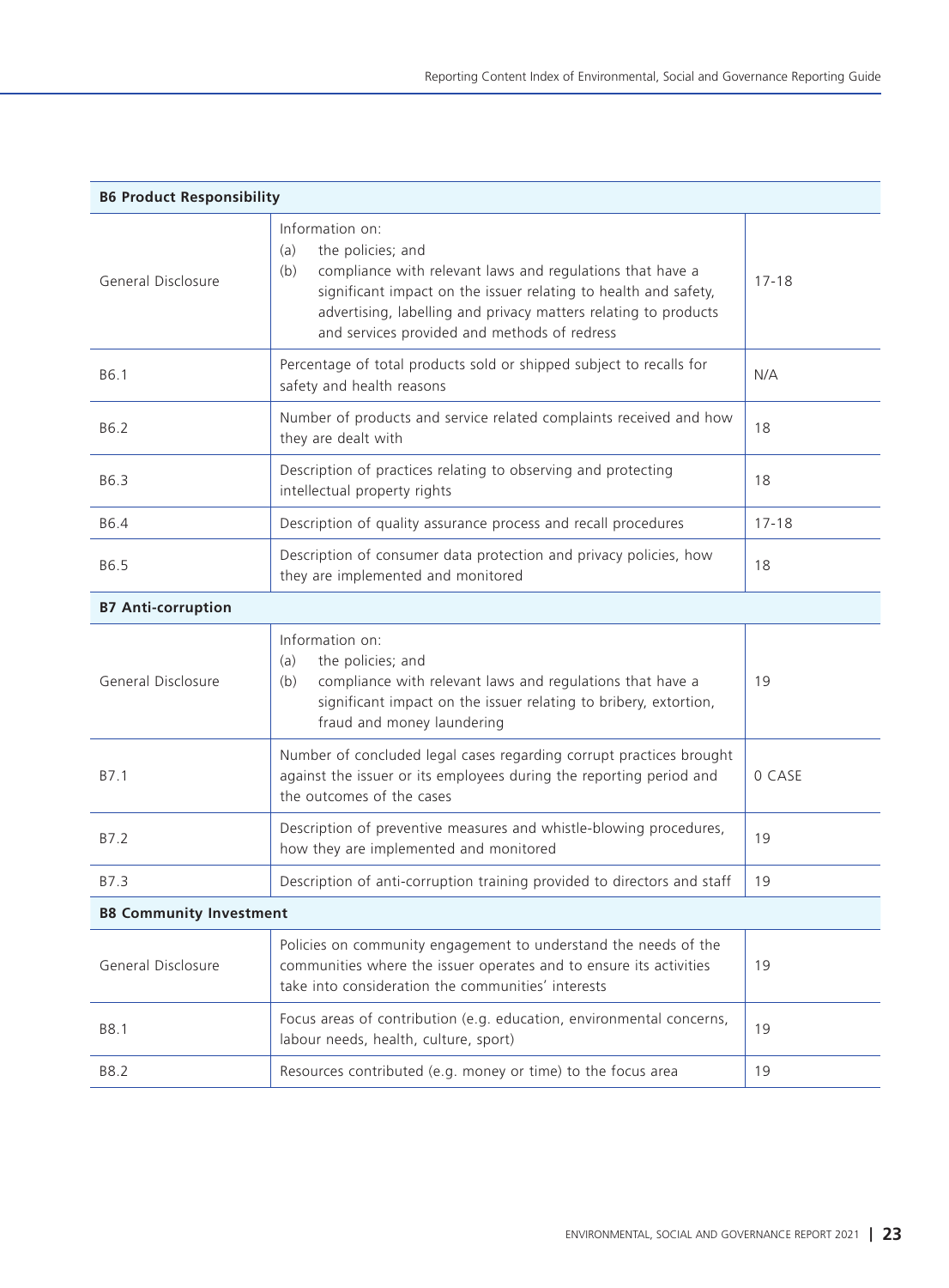| | | |
|---|---|---|
| **B6 Product Responsibility** | | |
| General Disclosure | Information on:<br>(a) the policies; and<br>(b) compliance with relevant laws and regulations that have a significant impact on the issuer relating to health and safety, advertising, labelling and privacy matters relating to products and services provided and methods of redress | 17-18 |
| B6.1 | Percentage of total products sold or shipped subject to recalls for safety and health reasons | N/A |
| B6.2 | Number of products and service related complaints received and how they are dealt with | 18 |
| B6.3 | Description of practices relating to observing and protecting intellectual property rights | 18 |
| B6.4 | Description of quality assurance process and recall procedures | 17-18 |
| B6.5 | Description of consumer data protection and privacy policies, how they are implemented and monitored | 18 |
| **B7 Anti-corruption** | | |
| General Disclosure | Information on:<br>(a) the policies; and<br>(b) compliance with relevant laws and regulations that have a significant impact on the issuer relating to bribery, extortion, fraud and money laundering | 19 |
| B7.1 | Number of concluded legal cases regarding corrupt practices brought against the issuer or its employees during the reporting period and the outcomes of the cases | 0 CASE |
| B7.2 | Description of preventive measures and whistle-blowing procedures, how they are implemented and monitored | 19 |
| B7.3 | Description of anti-corruption training provided to directors and staff | 19 |
| **B8 Community Investment** | | |
| General Disclosure | Policies on community engagement to understand the needs of the communities where the issuer operates and to ensure its activities take into consideration the communities' interests | 19 |
| B8.1 | Focus areas of contribution (e.g. education, environmental concerns, labour needs, health, culture, sport) | 19 |
| B8.2 | Resources contributed (e.g. money or time) to the focus area | 19 |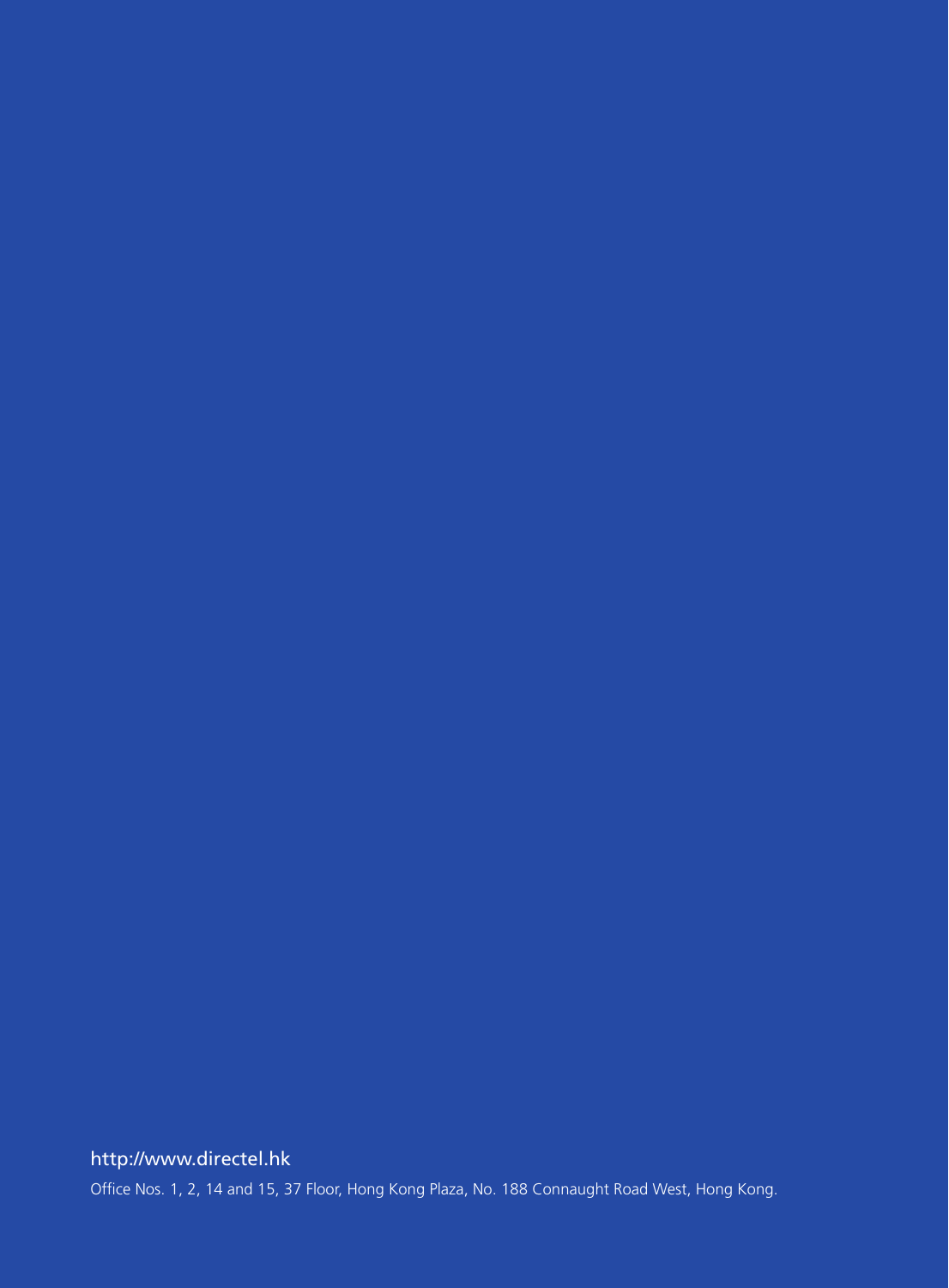http://www.directel.hk

Office Nos. 1, 2, 14 and 15, 37 Floor, Hong Kong Plaza, No. 188 Connaught Road West, Hong Kong.